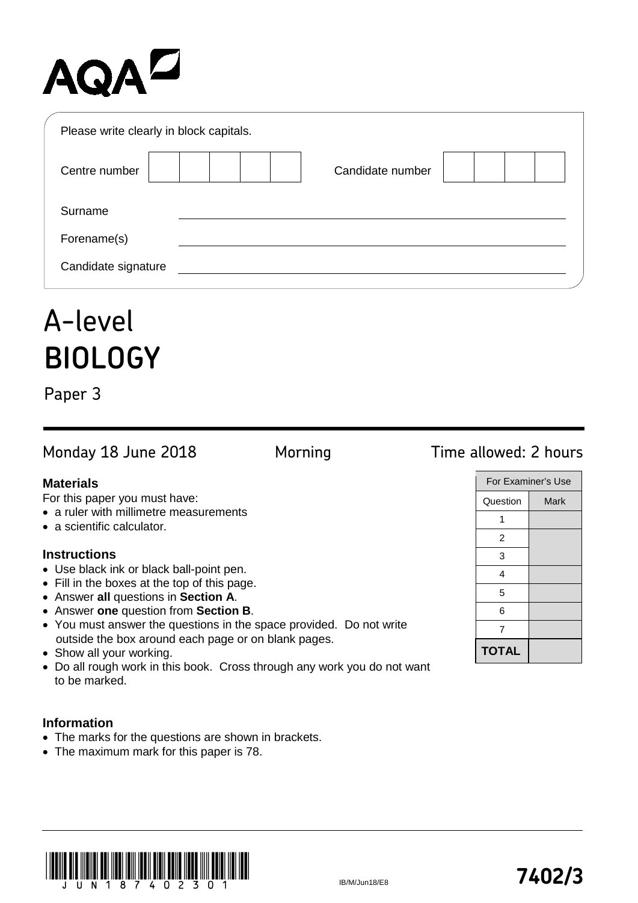AQA

Please write clearly in block capitals.

| Centre number | | Candidate number | |
|---|---|---|---|

Surname ______________________

Forename(s) ______________________

Candidate signature ______________________

# A-level
# BIOLOGY

Paper 3

Monday 18 June 2018 Morning Time allowed: 2 hours

**Materials**

For this paper you must have:

- a ruler with millimetre measurements
- a scientific calculator.

**Instructions**

- Use black ink or black ball-point pen.
- Fill in the boxes at the top of this page.
- Answer **all** questions in **Section A**.
- Answer **one** question from **Section B**.
- You must answer the questions in the space provided. Do not write outside the box around each page or on blank pages.
- Show all your working.
- Do all rough work in this book. Cross through any work you do not want to be marked.

**Information**

- The marks for the questions are shown in brackets.
- The maximum mark for this paper is 78.

| For Examiner's Use | |
|---|---|
| Question | Mark |
| 1 | |
| 2 | |
| 3 | |
| 4 | |
| 5 | |
| 6 | |
| 7 | |
| **TOTAL** | |

IB/M/Jun18/E8

**7402/3**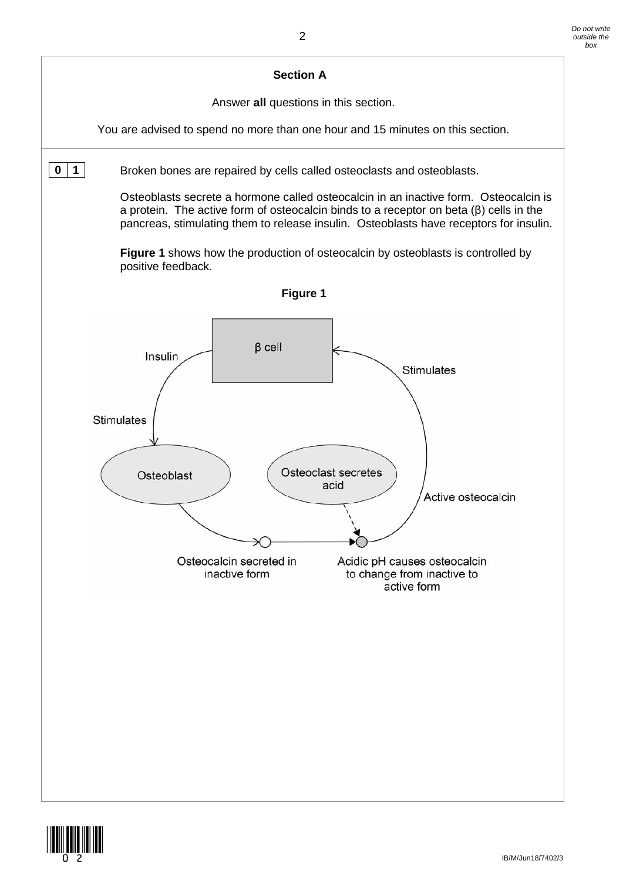## Section A

Answer **all** questions in this section.

You are advised to spend no more than one hour and 15 minutes on this section.

**0 1** Broken bones are repaired by cells called osteoclasts and osteoblasts.

Osteoblasts secrete a hormone called osteocalcin in an inactive form. Osteocalcin is a protein. The active form of osteocalcin binds to a receptor on beta (β) cells in the pancreas, stimulating them to release insulin. Osteoblasts have receptors for insulin.

**Figure 1** shows how the production of osteocalcin by osteoblasts is controlled by positive feedback.

**Figure 1**

β cell

Insulin

Stimulates

Stimulates

Osteoblast

Osteoclast secretes acid

Active osteocalcin

Osteocalcin secreted in inactive form

Acidic pH causes osteocalcin to change from inactive to active form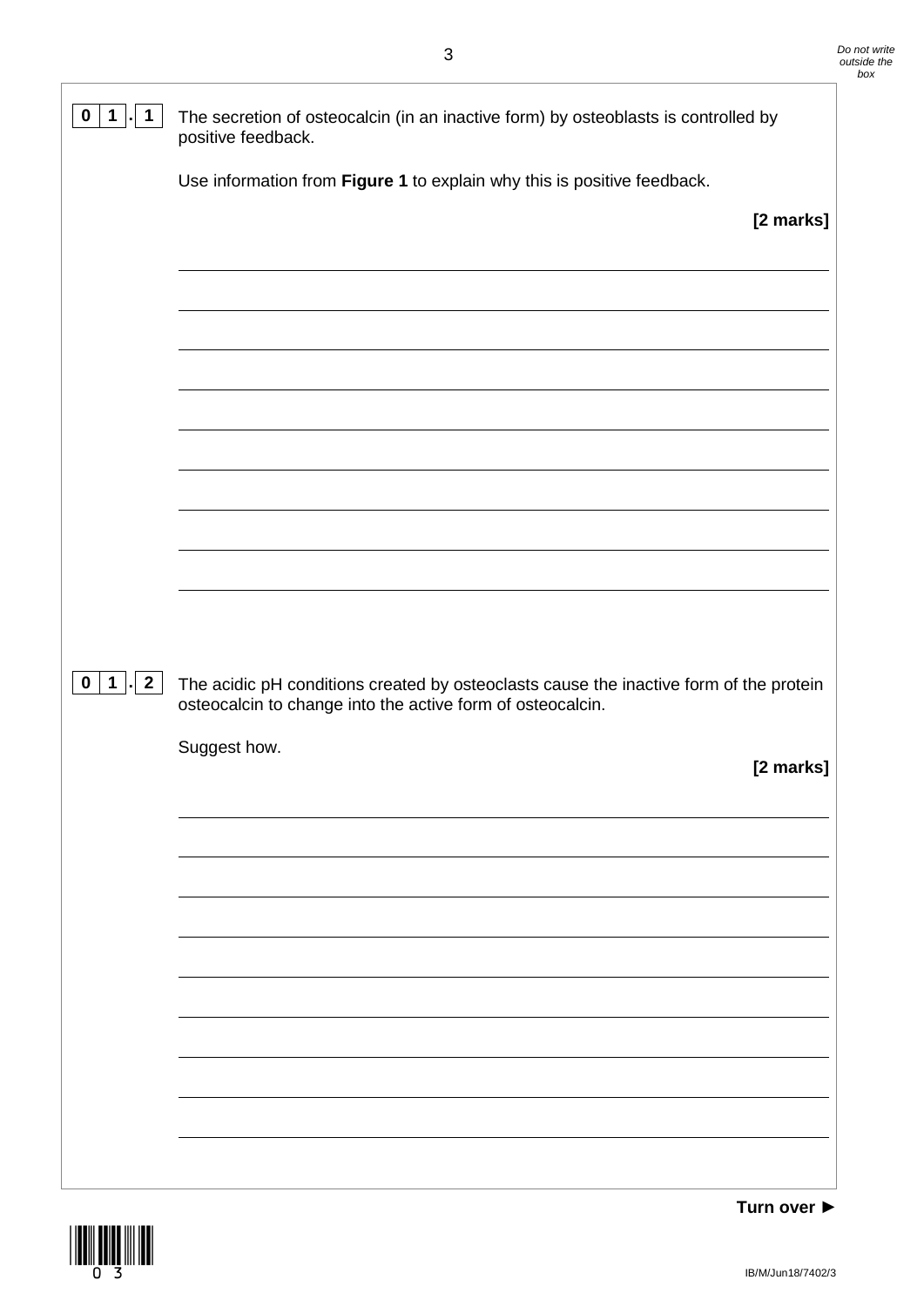**0 1 . 1** The secretion of osteocalcin (in an inactive form) by osteoblasts is controlled by positive feedback.

Use information from **Figure 1** to explain why this is positive feedback.

**[2 marks]**

**0 1 . 2** The acidic pH conditions created by osteoclasts cause the inactive form of the protein osteocalcin to change into the active form of osteocalcin.

Suggest how.

**[2 marks]**

**Turn over ►**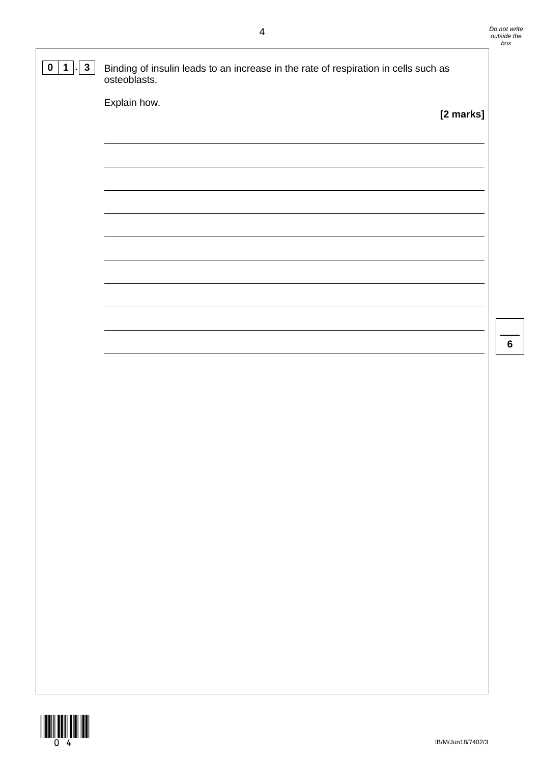**0 1 . 3** Binding of insulin leads to an increase in the rate of respiration in cells such as osteoblasts.

Explain how.

**[2 marks]**

_______________________________________________________________________________

_______________________________________________________________________________

_______________________________________________________________________________

_______________________________________________________________________________

_______________________________________________________________________________

_______________________________________________________________________________

_______________________________________________________________________________

_______________________________________________________________________________

_______________________________________________________________________________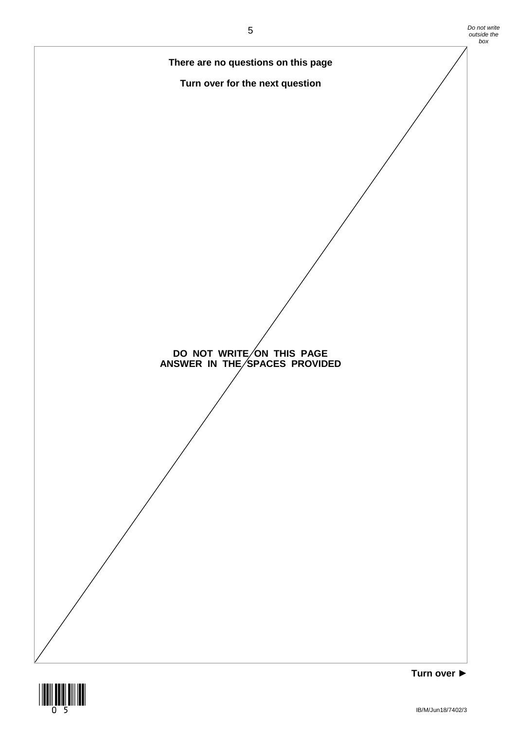**There are no questions on this page**

**Turn over for the next question**

**DO NOT WRITE ON THIS PAGE**
**ANSWER IN THE SPACES PROVIDED**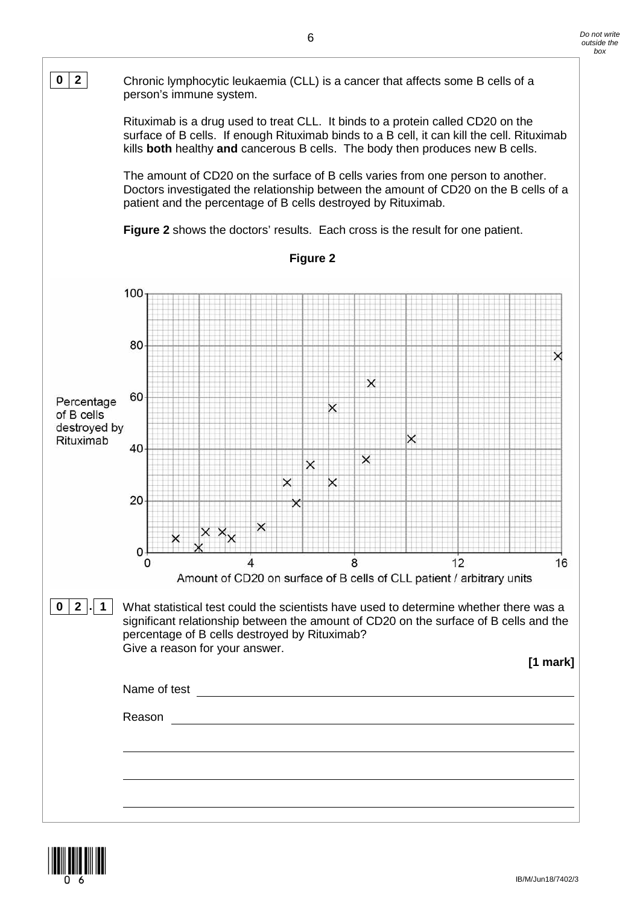**0 2** Chronic lymphocytic leukaemia (CLL) is a cancer that affects some B cells of a person's immune system.

Rituximab is a drug used to treat CLL. It binds to a protein called CD20 on the surface of B cells. If enough Rituximab binds to a B cell, it can kill the cell. Rituximab kills **both** healthy **and** cancerous B cells. The body then produces new B cells.

The amount of CD20 on the surface of B cells varies from one person to another. Doctors investigated the relationship between the amount of CD20 on the B cells of a patient and the percentage of B cells destroyed by Rituximab.

**Figure 2** shows the doctors' results. Each cross is the result for one patient.

**Figure 2**

Percentage of B cells destroyed by Rituximab

Amount of CD20 on surface of B cells of CLL patient / arbitrary units

**0 2 . 1** What statistical test could the scientists have used to determine whether there was a significant relationship between the amount of CD20 on the surface of B cells and the percentage of B cells destroyed by Rituximab?
Give a reason for your answer.

**[1 mark]**

Name of test ______________________________

Reason ______________________________

______________________________

______________________________

______________________________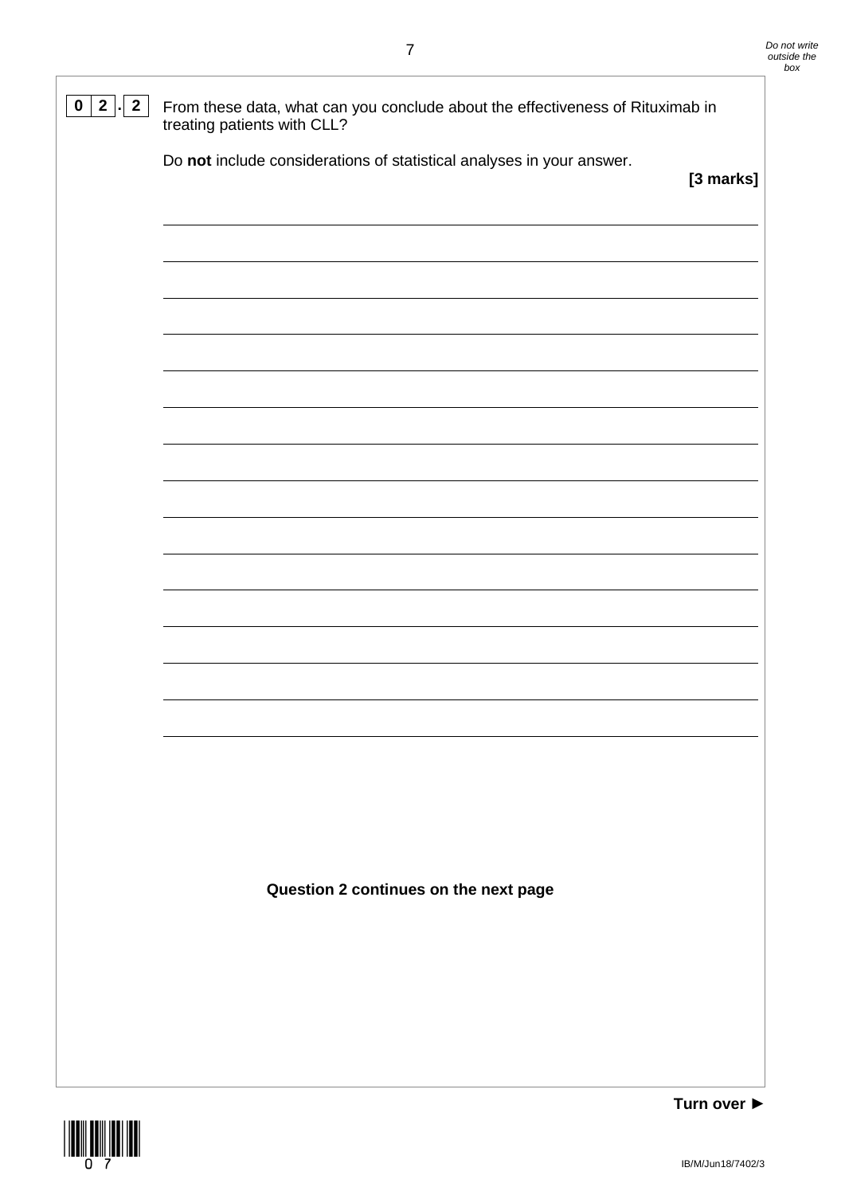**0 2 . 2** From these data, what can you conclude about the effectiveness of Rituximab in treating patients with CLL?

Do **not** include considerations of statistical analyses in your answer.

**[3 marks]**

**Question 2 continues on the next page**

**Turn over ►**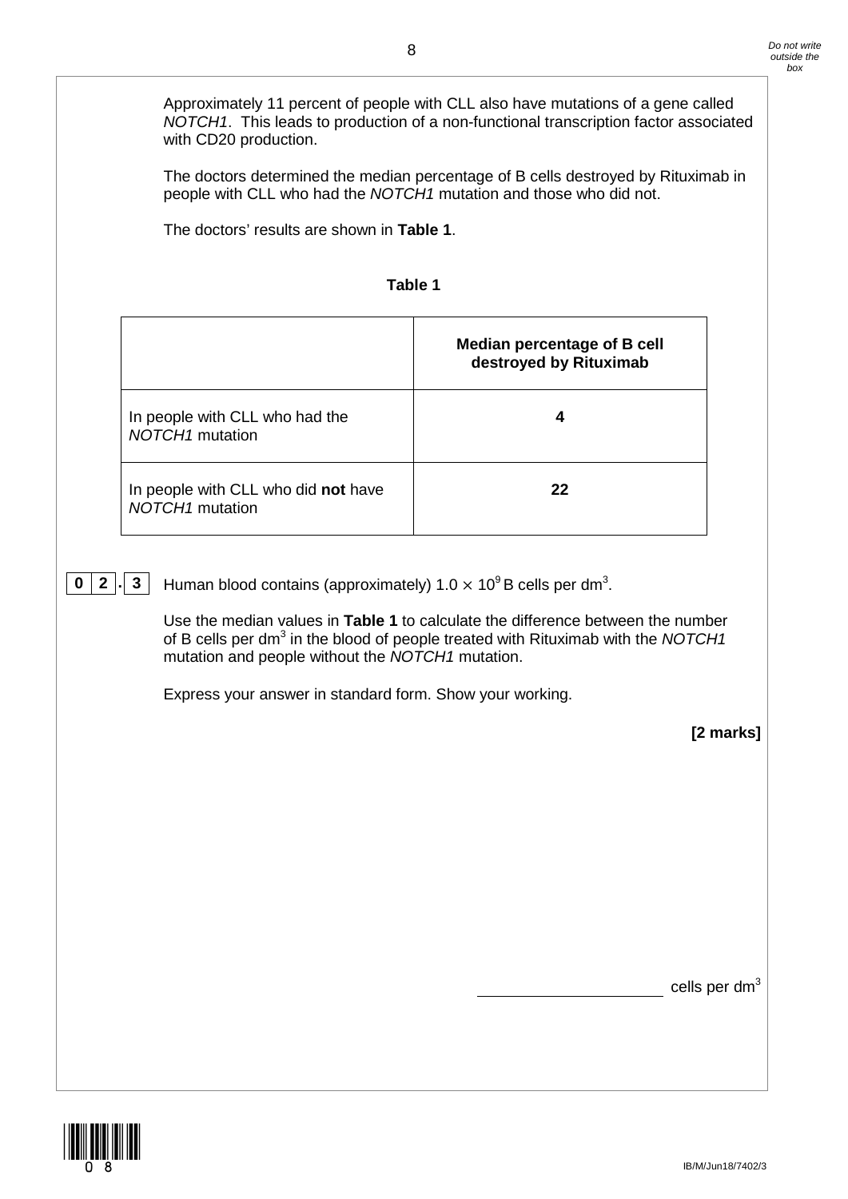Approximately 11 percent of people with CLL also have mutations of a gene called *NOTCH1*. This leads to production of a non-functional transcription factor associated with CD20 production.

The doctors determined the median percentage of B cells destroyed by Rituximab in people with CLL who had the *NOTCH1* mutation and those who did not.

The doctors' results are shown in **Table 1**.

**Table 1**

| | **Median percentage of B cell destroyed by Rituximab** |
|---|---|
| In people with CLL who had the *NOTCH1* mutation | **4** |
| In people with CLL who did **not** have *NOTCH1* mutation | **22** |

**0 2 . 3** Human blood contains (approximately) $1.0 \times 10^9$ B cells per $dm^3$.

Use the median values in **Table 1** to calculate the difference between the number of B cells per $dm^3$ in the blood of people treated with Rituximab with the *NOTCH1* mutation and people without the *NOTCH1* mutation.

Express your answer in standard form. Show your working.

**[2 marks]**

\_\_\_\_\_\_\_\_\_\_\_\_\_\_\_\_\_\_\_\_ cells per $dm^3$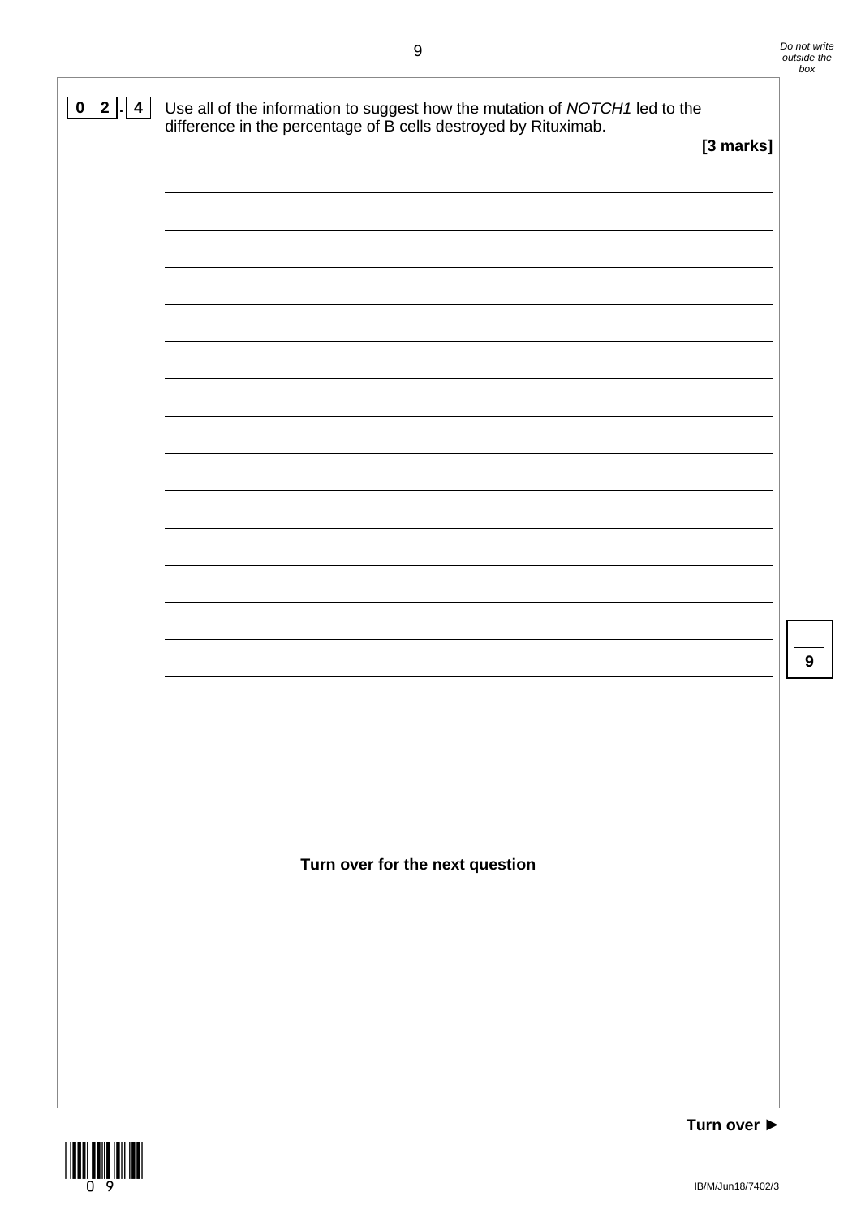**0 2 . 4** Use all of the information to suggest how the mutation of *NOTCH1* led to the difference in the percentage of B cells destroyed by Rituximab.

**[3 marks]**

**Turn over for the next question**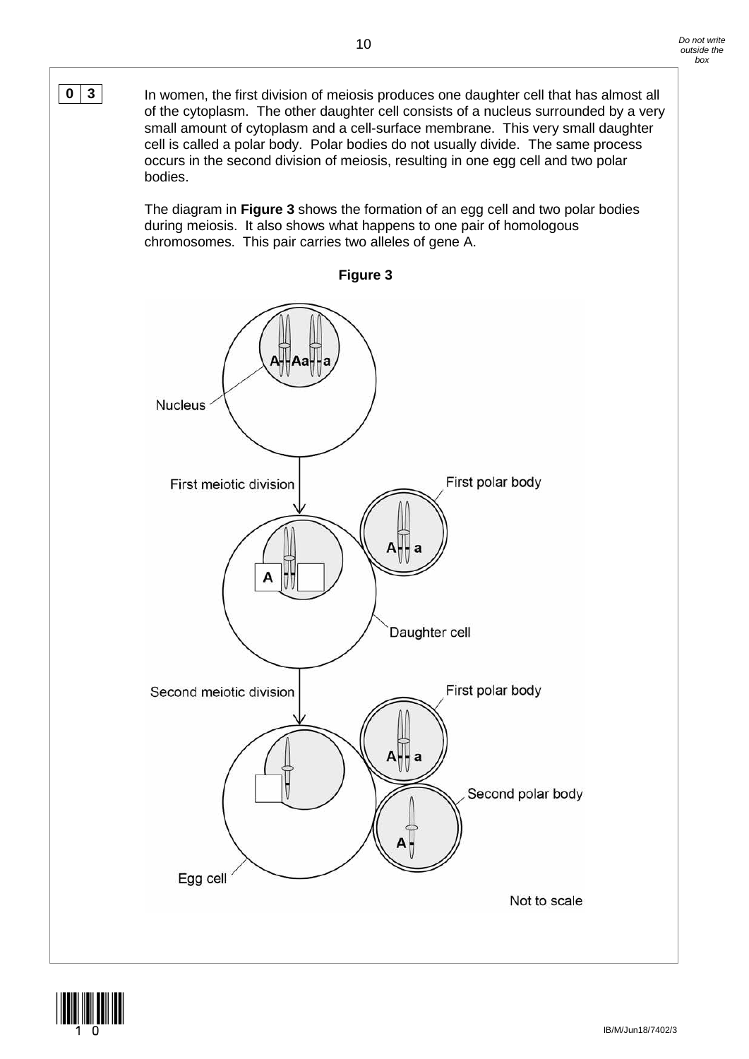**0 3** In women, the first division of meiosis produces one daughter cell that has almost all of the cytoplasm. The other daughter cell consists of a nucleus surrounded by a very small amount of cytoplasm and a cell-surface membrane. This very small daughter cell is called a polar body. Polar bodies do not usually divide. The same process occurs in the second division of meiosis, resulting in one egg cell and two polar bodies.

The diagram in **Figure 3** shows the formation of an egg cell and two polar bodies during meiosis. It also shows what happens to one pair of homologous chromosomes. This pair carries two alleles of gene A.

**Figure 3**

Nucleus

A A a a

First meiotic division

First polar body

A a

A

Daughter cell

Second meiotic division

First polar body

A a

Second polar body

A

Egg cell

Not to scale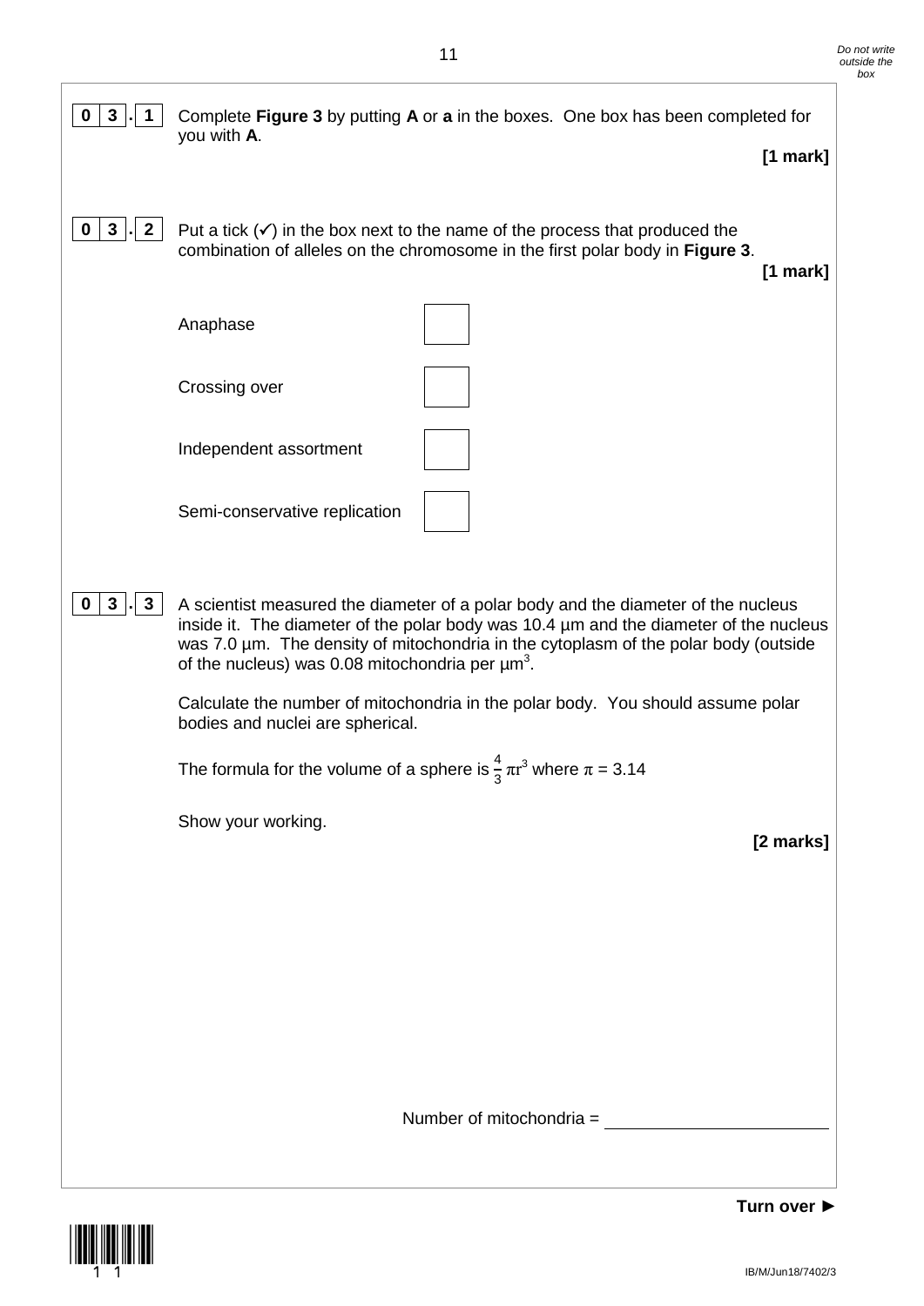**0 3 . 1** Complete **Figure 3** by putting **A** or **a** in the boxes. One box has been completed for you with **A**.

**[1 mark]**

**0 3 . 2** Put a tick (✓) in the box next to the name of the process that produced the combination of alleles on the chromosome in the first polar body in **Figure 3**.

**[1 mark]**

Anaphase ☐

Crossing over ☐

Independent assortment ☐

Semi-conservative replication ☐

**0 3 . 3** A scientist measured the diameter of a polar body and the diameter of the nucleus inside it. The diameter of the polar body was 10.4 µm and the diameter of the nucleus was 7.0 µm. The density of mitochondria in the cytoplasm of the polar body (outside of the nucleus) was 0.08 mitochondria per $\mu m^3$.

Calculate the number of mitochondria in the polar body. You should assume polar bodies and nuclei are spherical.

The formula for the volume of a sphere is $\frac{4}{3}\pi r^3$ where $\pi = 3.14$

Show your working.

**[2 marks]**

Number of mitochondria = ____________________

**Turn over ►**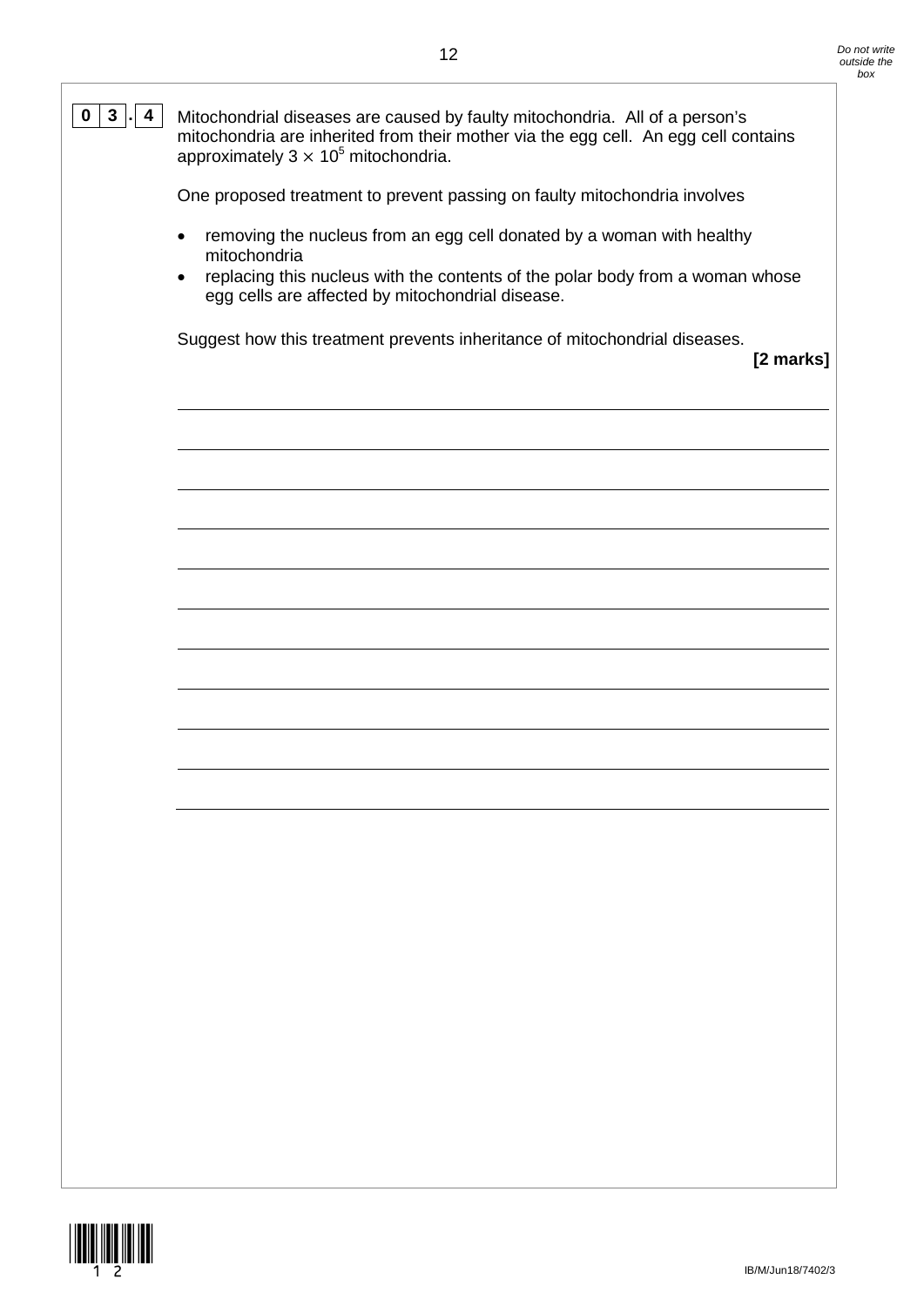**0 3 . 4** Mitochondrial diseases are caused by faulty mitochondria. All of a person's mitochondria are inherited from their mother via the egg cell. An egg cell contains approximately $3 \times 10^5$ mitochondria.

One proposed treatment to prevent passing on faulty mitochondria involves

- removing the nucleus from an egg cell donated by a woman with healthy mitochondria
- replacing this nucleus with the contents of the polar body from a woman whose egg cells are affected by mitochondrial disease.

Suggest how this treatment prevents inheritance of mitochondrial diseases.

**[2 marks]**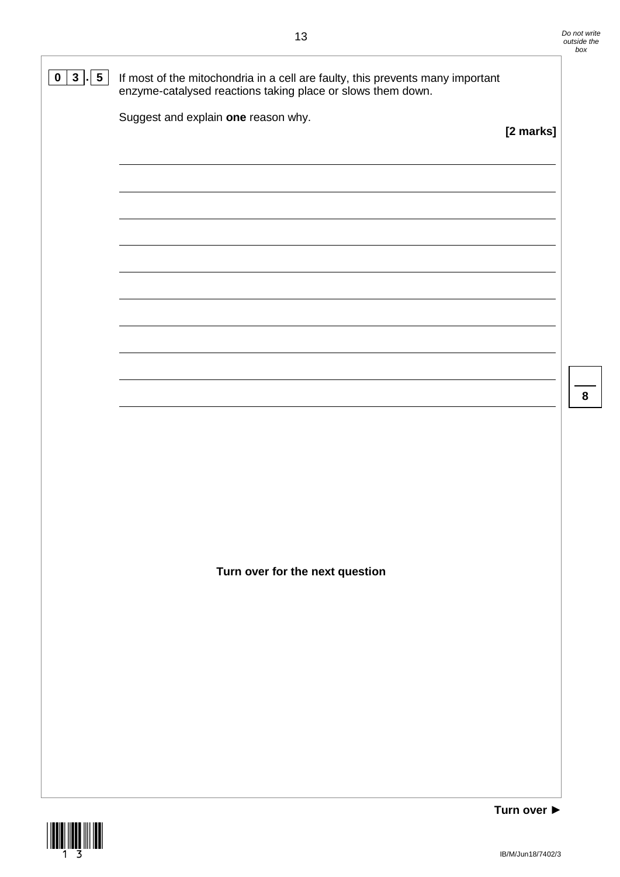**0 3 . 5** If most of the mitochondria in a cell are faulty, this prevents many important enzyme-catalysed reactions taking place or slows them down.

Suggest and explain **one** reason why.

**[2 marks]**

**Turn over for the next question**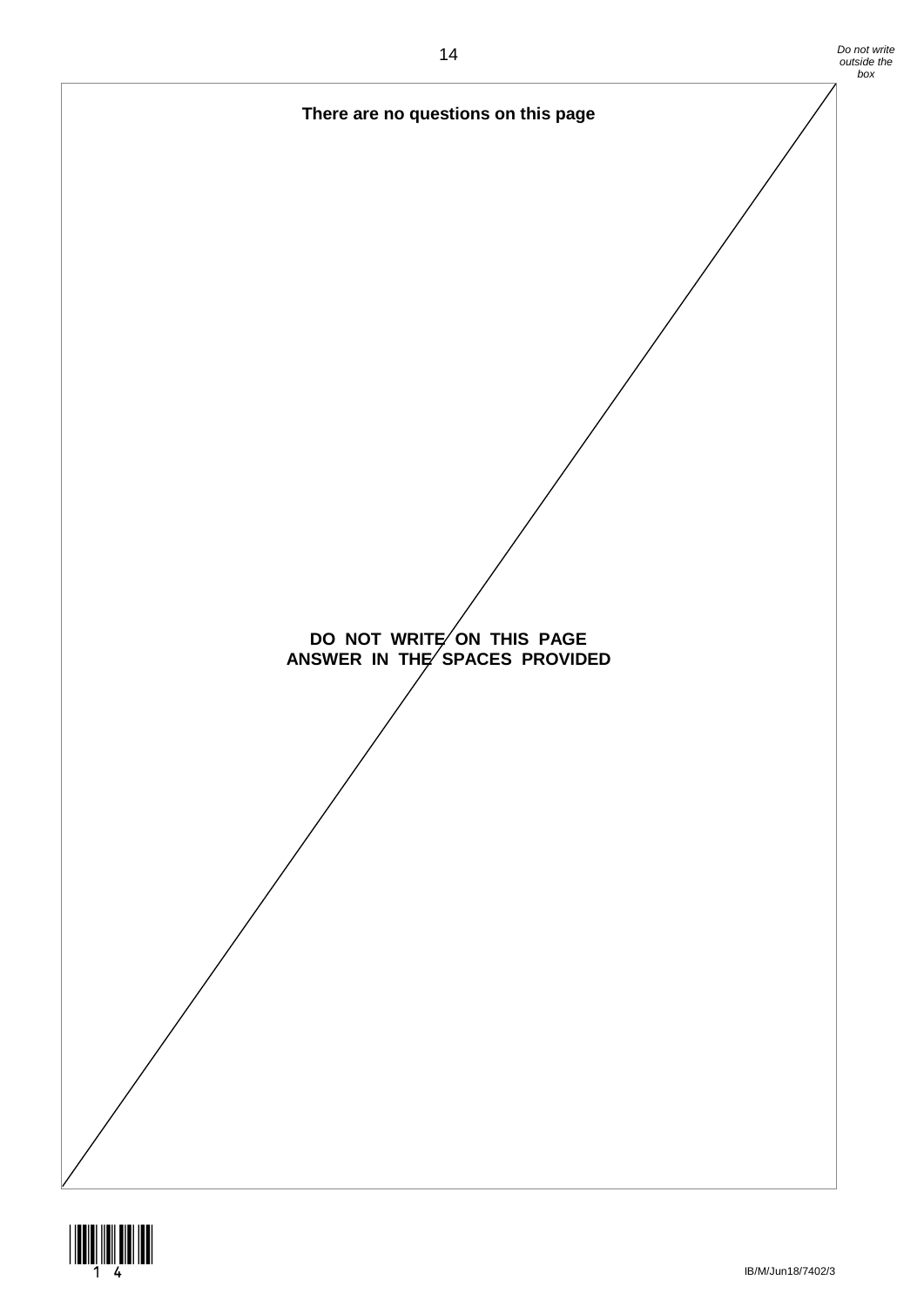**There are no questions on this page**

**DO NOT WRITE ON THIS PAGE**
**ANSWER IN THE SPACES PROVIDED**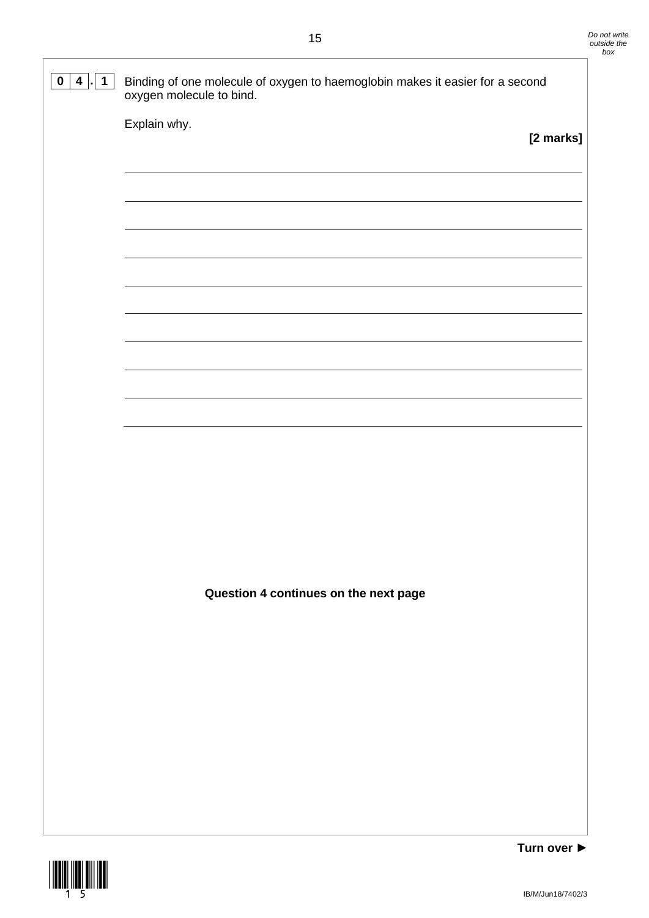**0 4 . 1** Binding of one molecule of oxygen to haemoglobin makes it easier for a second oxygen molecule to bind.

Explain why.

**[2 marks]**

**Question 4 continues on the next page**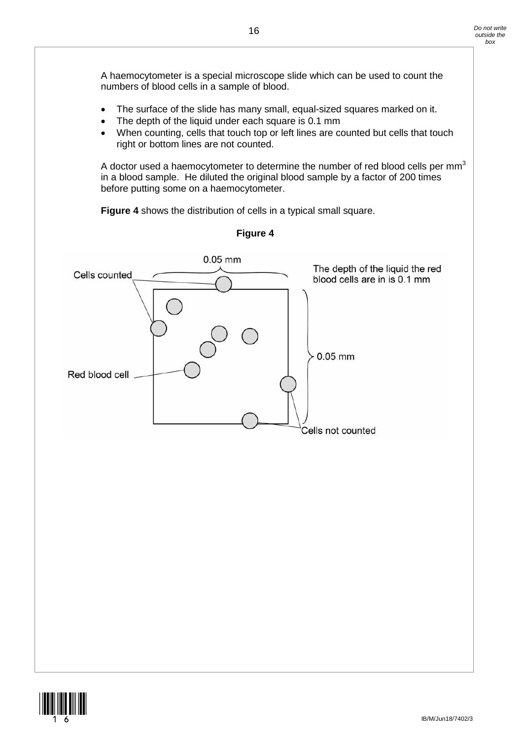A haemocytometer is a special microscope slide which can be used to count the numbers of blood cells in a sample of blood.

- The surface of the slide has many small, equal-sized squares marked on it.
- The depth of the liquid under each square is 0.1 mm
- When counting, cells that touch top or left lines are counted but cells that touch right or bottom lines are not counted.

A doctor used a haemocytometer to determine the number of red blood cells per $mm^3$ in a blood sample. He diluted the original blood sample by a factor of 200 times before putting some on a haemocytometer.

**Figure 4** shows the distribution of cells in a typical small square.

**Figure 4**

0.05 mm

Cells counted

The depth of the liquid the red blood cells are in is 0.1 mm

0.05 mm

Red blood cell

Cells not counted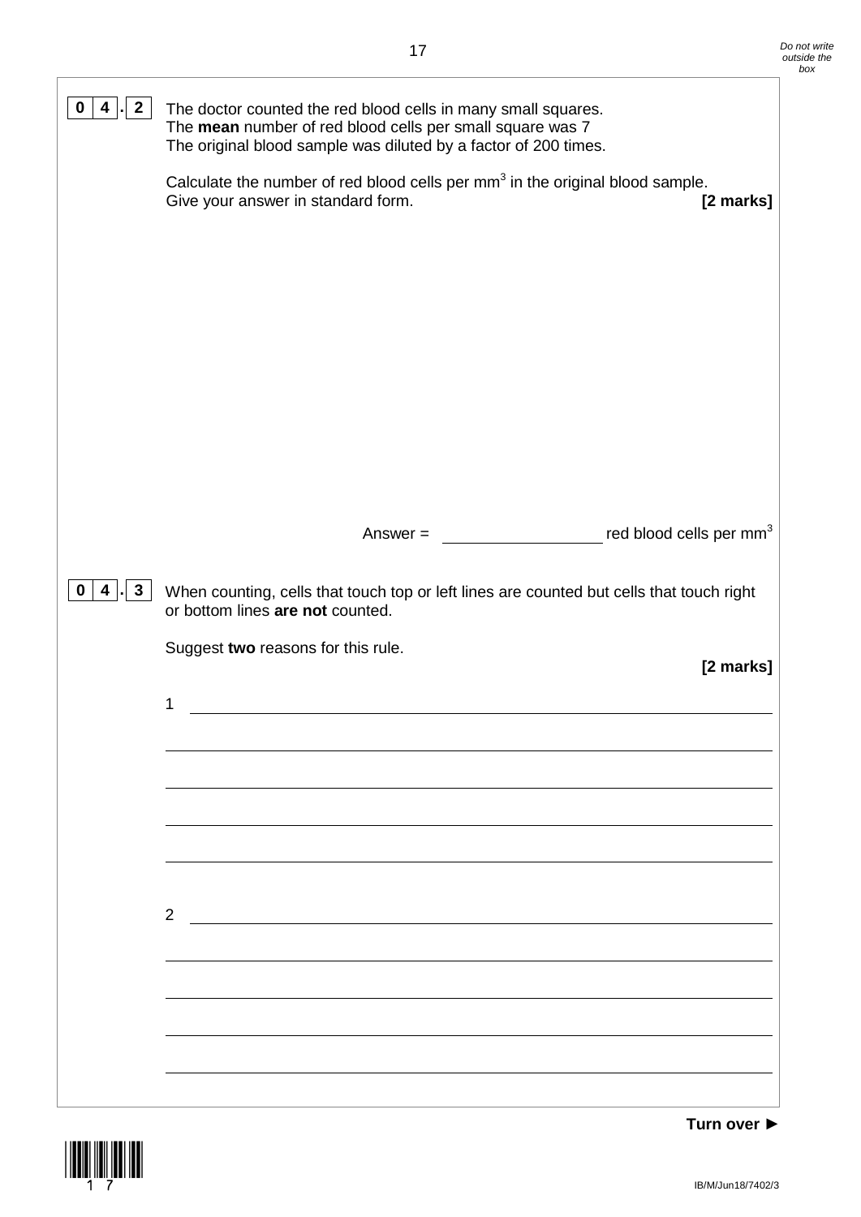**0 4 . 2** The doctor counted the red blood cells in many small squares.
The **mean** number of red blood cells per small square was 7
The original blood sample was diluted by a factor of 200 times.

Calculate the number of red blood cells per $mm^3$ in the original blood sample.
Give your answer in standard form. **[2 marks]**

Answer = ________________ red blood cells per $mm^3$

**0 4 . 3** When counting, cells that touch top or left lines are counted but cells that touch right or bottom lines **are not** counted.

Suggest **two** reasons for this rule.

**[2 marks]**

1 ______________________________________________________________

______________________________________________________________

______________________________________________________________

______________________________________________________________

______________________________________________________________

2 ______________________________________________________________

______________________________________________________________

______________________________________________________________

______________________________________________________________

______________________________________________________________

**Turn over ►**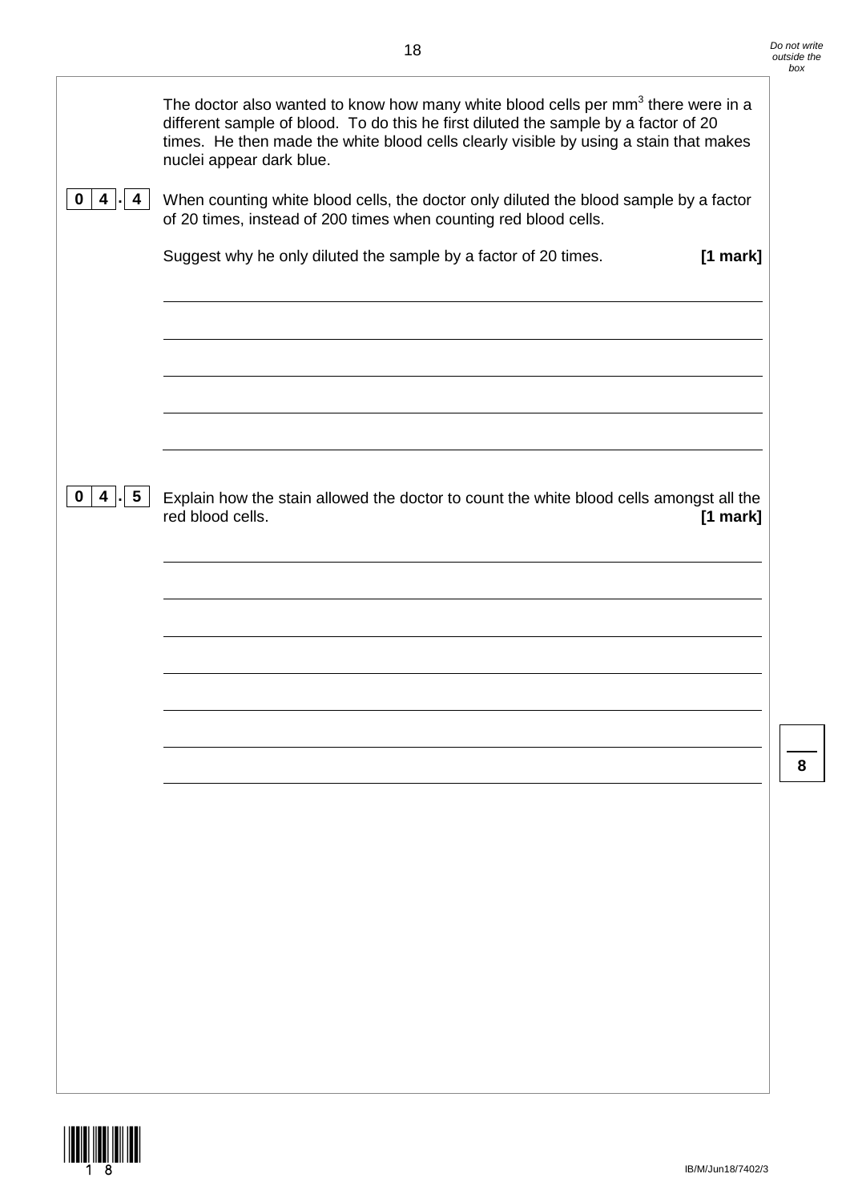The doctor also wanted to know how many white blood cells per $mm^3$ there were in a different sample of blood. To do this he first diluted the sample by a factor of 20 times. He then made the white blood cells clearly visible by using a stain that makes nuclei appear dark blue.

**0 4 . 4** When counting white blood cells, the doctor only diluted the blood sample by a factor of 20 times, instead of 200 times when counting red blood cells.

Suggest why he only diluted the sample by a factor of 20 times. **[1 mark]**

**0 4 . 5** Explain how the stain allowed the doctor to count the white blood cells amongst all the red blood cells. **[1 mark]**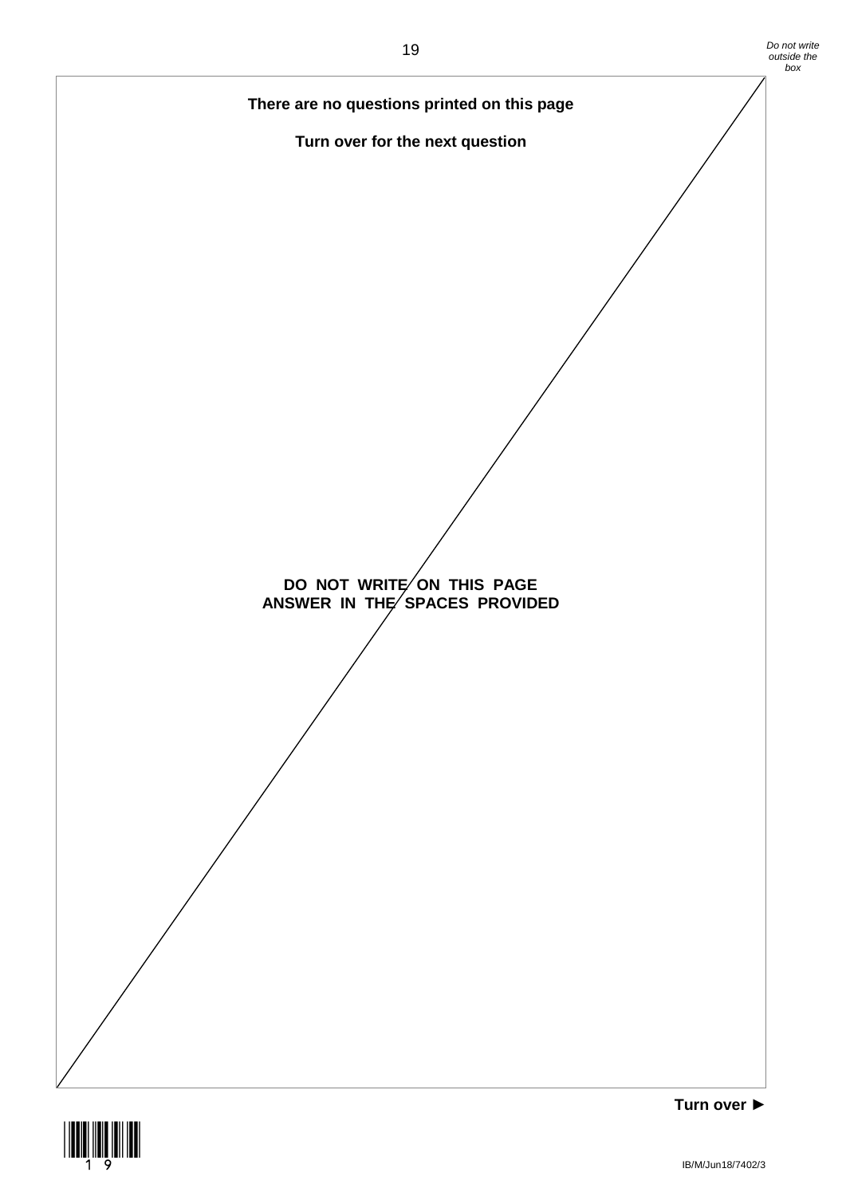**There are no questions printed on this page**

**Turn over for the next question**

**DO NOT WRITE ON THIS PAGE**
**ANSWER IN THE SPACES PROVIDED**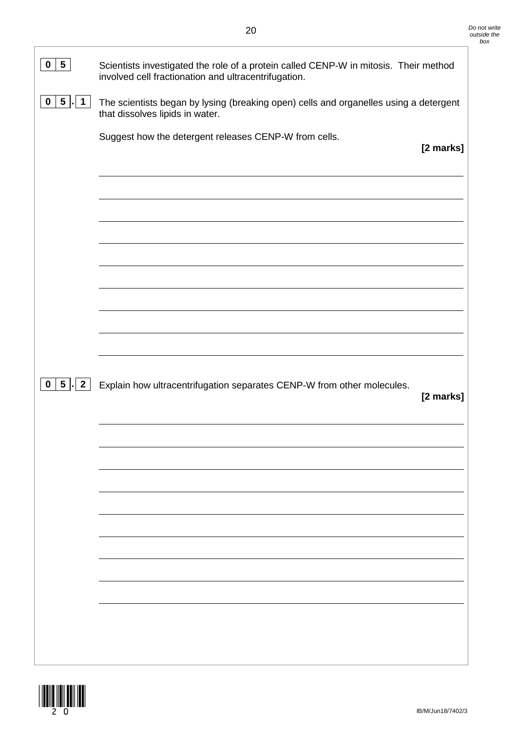**0 5** Scientists investigated the role of a protein called CENP-W in mitosis. Their method involved cell fractionation and ultracentrifugation.

**0 5 . 1** The scientists began by lysing (breaking open) cells and organelles using a detergent that dissolves lipids in water.

Suggest how the detergent releases CENP-W from cells.

**[2 marks]**

**0 5 . 2** Explain how ultracentrifugation separates CENP-W from other molecules.

**[2 marks]**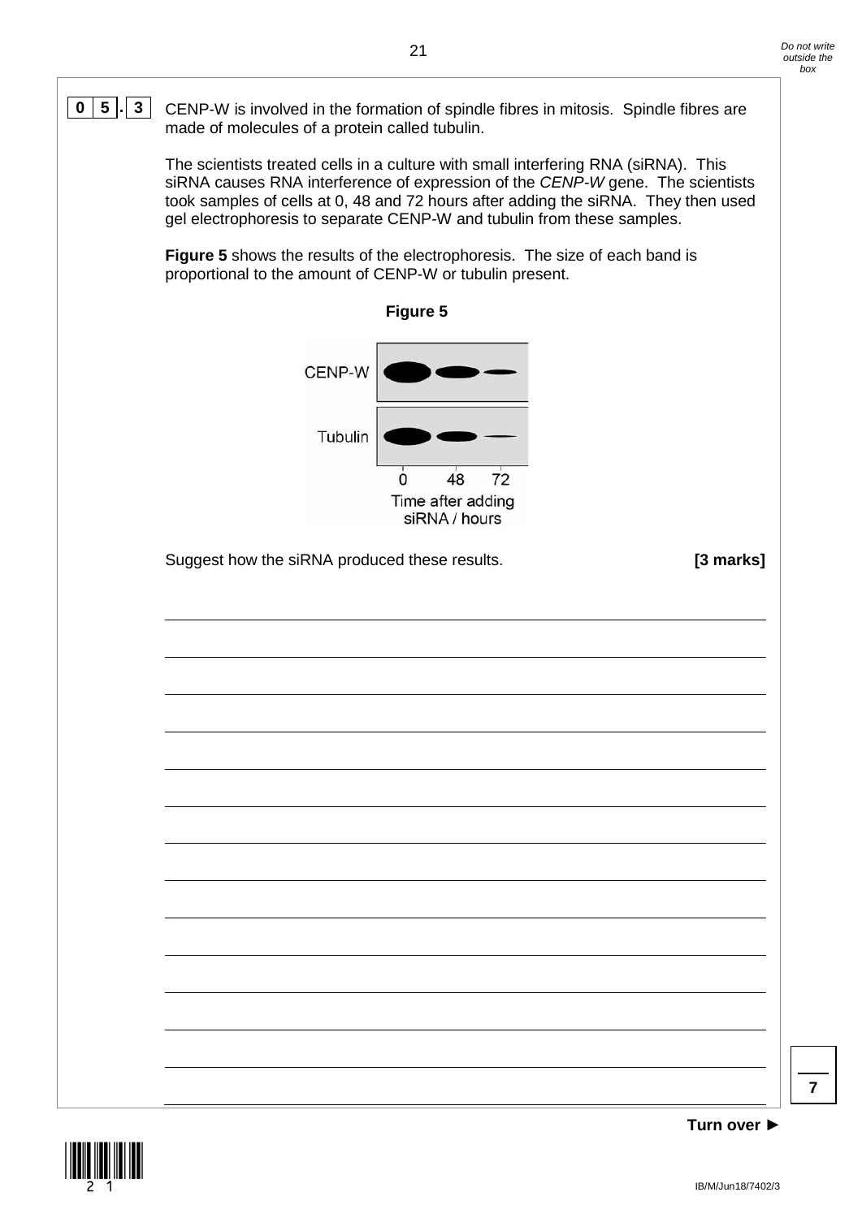**0 5 . 3** CENP-W is involved in the formation of spindle fibres in mitosis. Spindle fibres are made of molecules of a protein called tubulin.

The scientists treated cells in a culture with small interfering RNA (siRNA). This siRNA causes RNA interference of expression of the *CENP-W* gene. The scientists took samples of cells at 0, 48 and 72 hours after adding the siRNA. They then used gel electrophoresis to separate CENP-W and tubulin from these samples.

**Figure 5** shows the results of the electrophoresis. The size of each band is proportional to the amount of CENP-W or tubulin present.

**Figure 5**

CENP-W

Tubulin

0 48 72

Time after adding siRNA / hours

Suggest how the siRNA produced these results. **[3 marks]**

_______________________________________________________________________

_______________________________________________________________________

_______________________________________________________________________

_______________________________________________________________________

_______________________________________________________________________

_______________________________________________________________________

_______________________________________________________________________

_______________________________________________________________________

_______________________________________________________________________

_______________________________________________________________________

_______________________________________________________________________

_______________________________________________________________________

_______________________________________________________________________

**Turn over ►**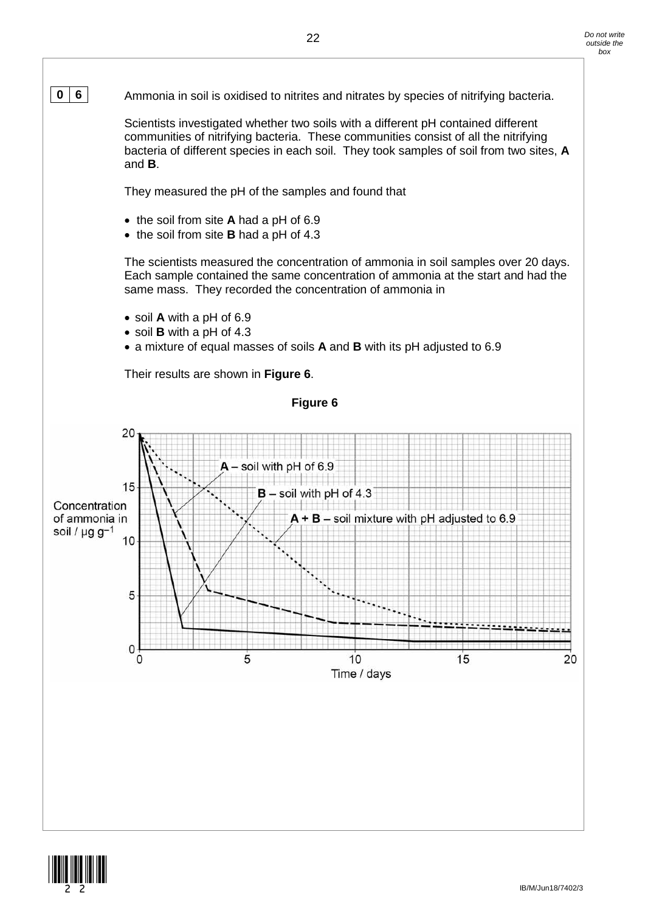**0 6** Ammonia in soil is oxidised to nitrites and nitrates by species of nitrifying bacteria.

Scientists investigated whether two soils with a different pH contained different communities of nitrifying bacteria. These communities consist of all the nitrifying bacteria of different species in each soil. They took samples of soil from two sites, **A** and **B**.

They measured the pH of the samples and found that

- the soil from site **A** had a pH of 6.9
- the soil from site **B** had a pH of 4.3

The scientists measured the concentration of ammonia in soil samples over 20 days. Each sample contained the same concentration of ammonia at the start and had the same mass. They recorded the concentration of ammonia in

- soil **A** with a pH of 6.9
- soil **B** with a pH of 4.3
- a mixture of equal masses of soils **A** and **B** with its pH adjusted to 6.9

Their results are shown in **Figure 6**.

**Figure 6**

Concentration of ammonia in soil / $\mu g\ g^{-1}$ (y-axis, 0 to 20) against Time / days (x-axis, 0 to 20)

**A** – soil with pH of 6.9

**B** – soil with pH of 4.3

**A + B** – soil mixture with pH adjusted to 6.9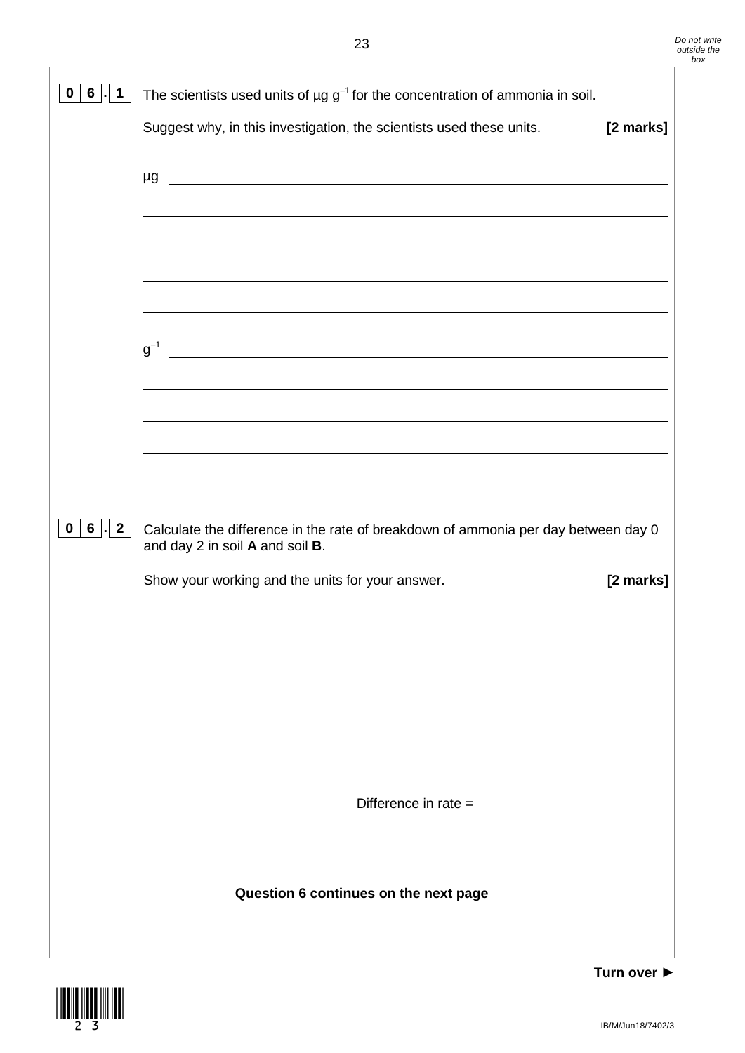**0 6 . 1** The scientists used units of $\mu g\ g^{-1}$ for the concentration of ammonia in soil.

Suggest why, in this investigation, the scientists used these units. **[2 marks]**

µg ______________________________________________________________

______________________________________________________________

______________________________________________________________

______________________________________________________________

______________________________________________________________

$g^{-1}$ ______________________________________________________________

______________________________________________________________

______________________________________________________________

______________________________________________________________

______________________________________________________________

**0 6 . 2** Calculate the difference in the rate of breakdown of ammonia per day between day 0 and day 2 in soil **A** and soil **B**.

Show your working and the units for your answer. **[2 marks]**

Difference in rate = ____________________

**Question 6 continues on the next page**

**Turn over ►**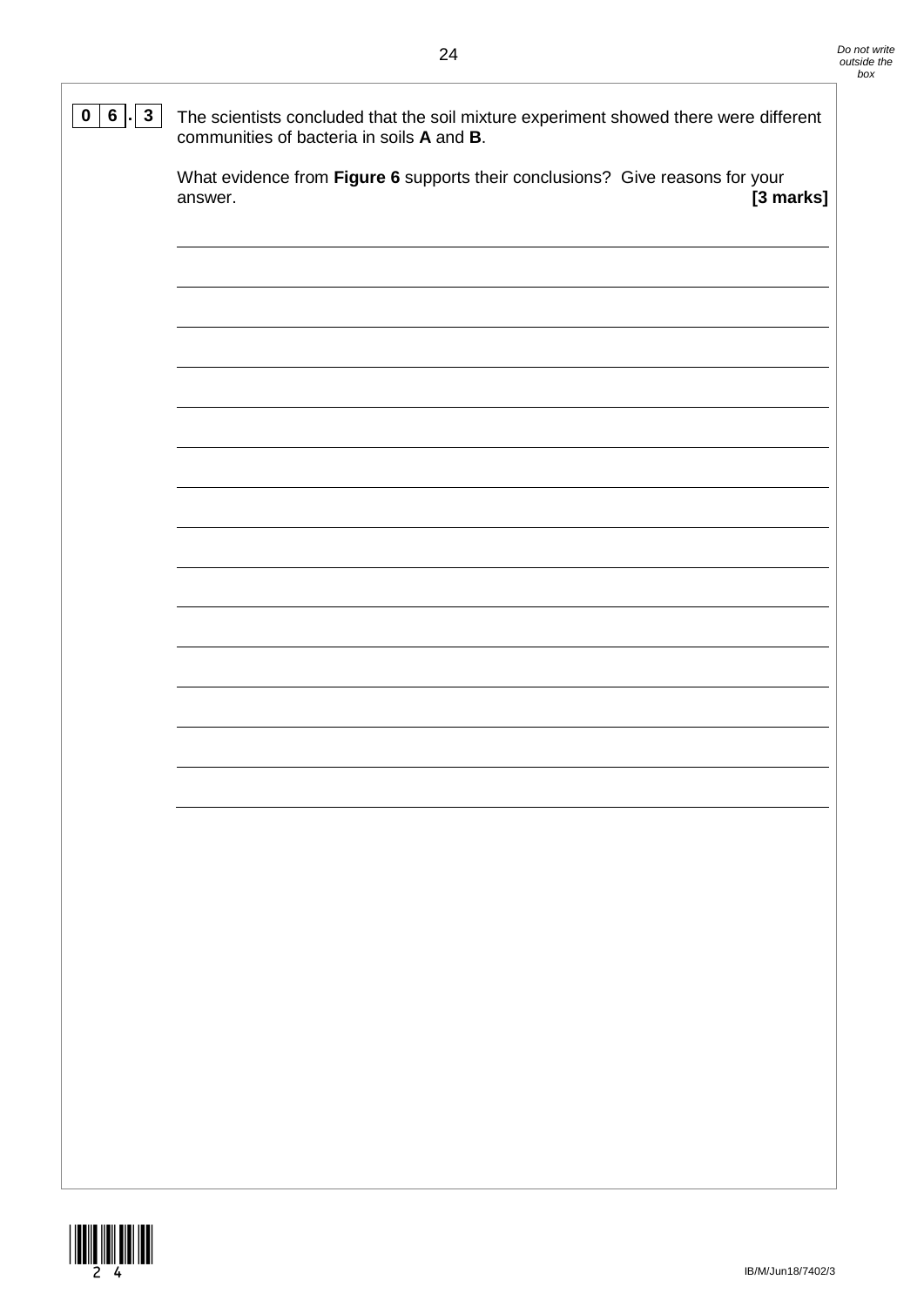**0 6 . 3** The scientists concluded that the soil mixture experiment showed there were different communities of bacteria in soils **A** and **B**.

What evidence from **Figure 6** supports their conclusions? Give reasons for your answer. **[3 marks]**

_______________________________________________________________________________

_______________________________________________________________________________

_______________________________________________________________________________

_______________________________________________________________________________

_______________________________________________________________________________

_______________________________________________________________________________

_______________________________________________________________________________

_______________________________________________________________________________

_______________________________________________________________________________

_______________________________________________________________________________

_______________________________________________________________________________

_______________________________________________________________________________

_______________________________________________________________________________

_______________________________________________________________________________

_______________________________________________________________________________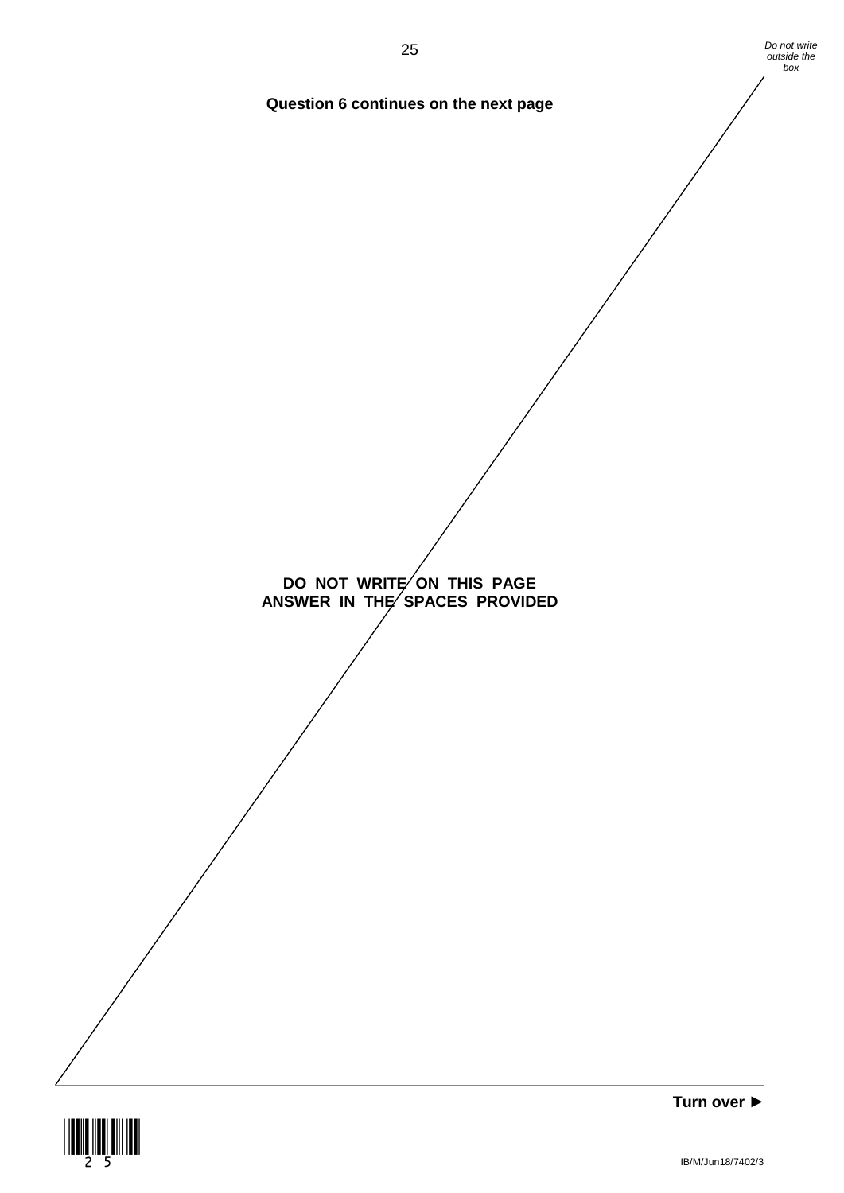**Question 6 continues on the next page**

**DO NOT WRITE ON THIS PAGE**
**ANSWER IN THE SPACES PROVIDED**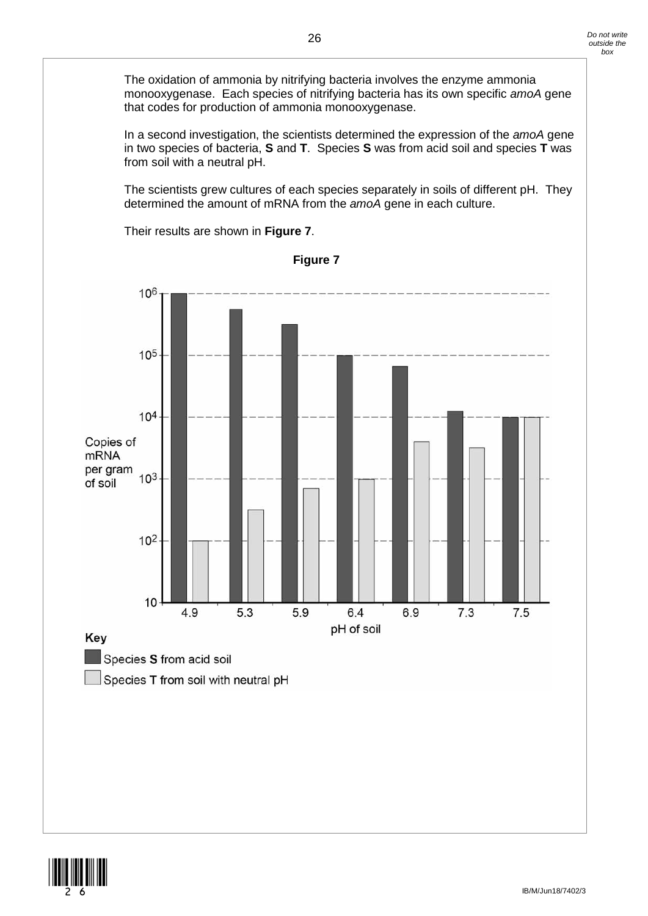The oxidation of ammonia by nitrifying bacteria involves the enzyme ammonia monooxygenase. Each species of nitrifying bacteria has its own specific *amoA* gene that codes for production of ammonia monooxygenase.

In a second investigation, the scientists determined the expression of the *amoA* gene in two species of bacteria, **S** and **T**. Species **S** was from acid soil and species **T** was from soil with a neutral pH.

The scientists grew cultures of each species separately in soils of different pH. They determined the amount of mRNA from the *amoA* gene in each culture.

Their results are shown in **Figure 7**.

**Figure 7**

Copies of mRNA per gram of soil (y-axis, logarithmic scale: 10, $10^2$, $10^3$, $10^4$, $10^5$, $10^6$)

pH of soil (x-axis): 4.9, 5.3, 5.9, 6.4, 6.9, 7.3, 7.5

**Key**

- Species **S** from acid soil
- Species **T** from soil with neutral pH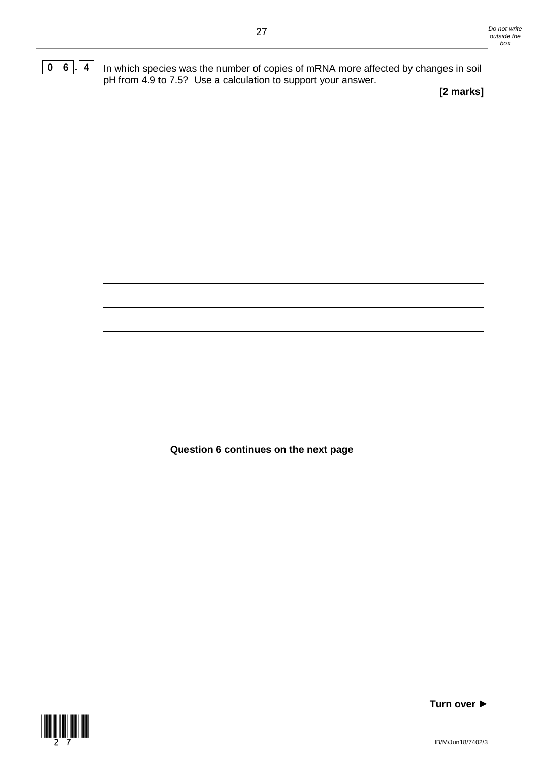**0 6 . 4** In which species was the number of copies of mRNA more affected by changes in soil pH from 4.9 to 7.5? Use a calculation to support your answer.

**[2 marks]**

______________________________________________________________________

______________________________________________________________________

______________________________________________________________________

**Question 6 continues on the next page**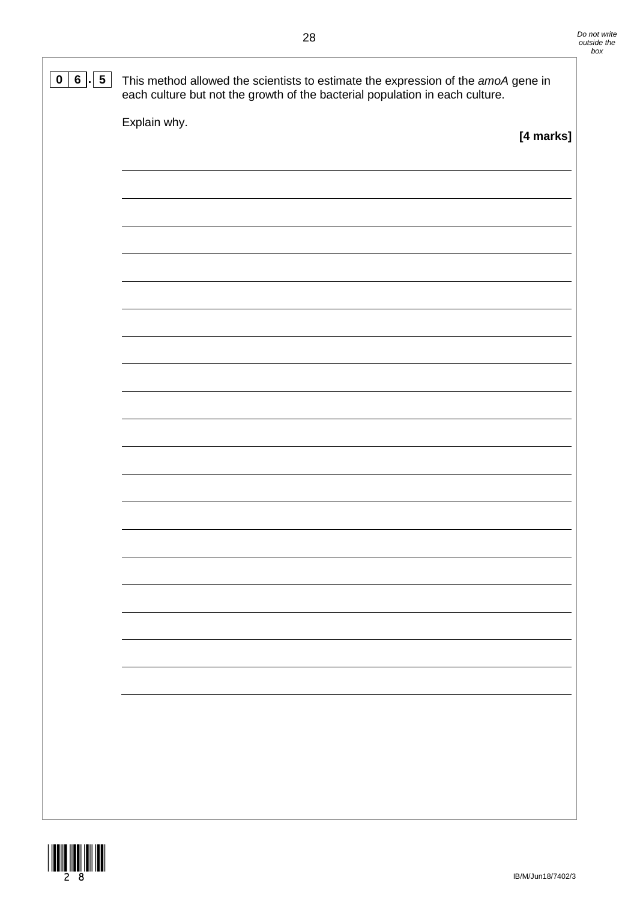**0 6 . 5** This method allowed the scientists to estimate the expression of the *amoA* gene in each culture but not the growth of the bacterial population in each culture.

Explain why.

**[4 marks]**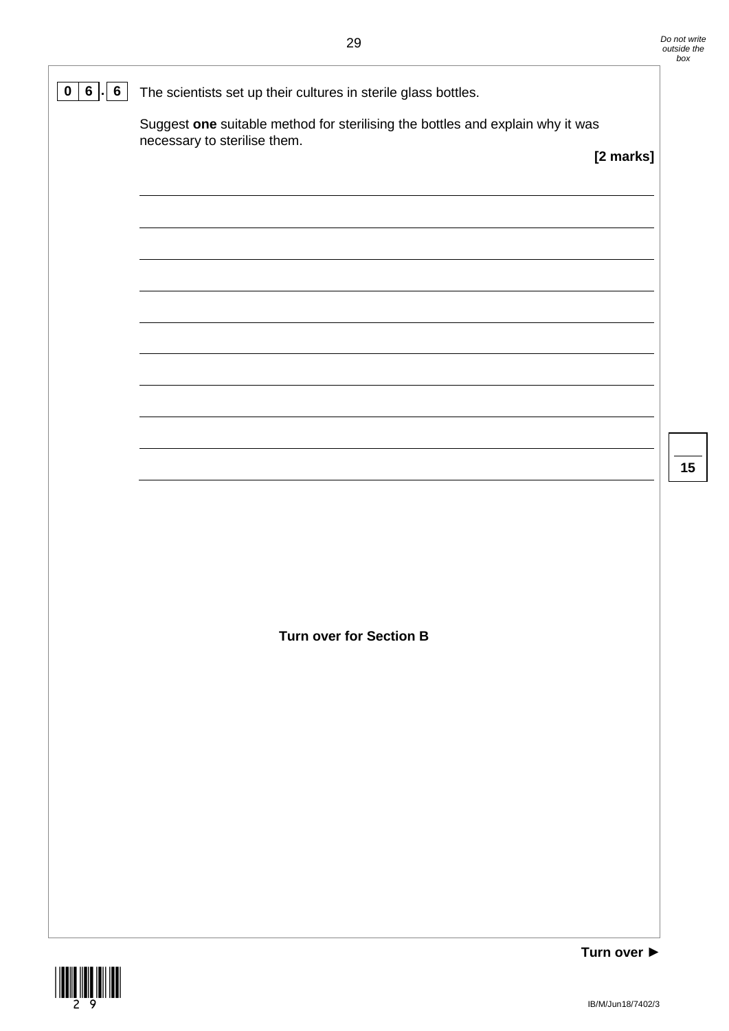**0 6 . 6** The scientists set up their cultures in sterile glass bottles.

Suggest **one** suitable method for sterilising the bottles and explain why it was necessary to sterilise them.

**[2 marks]**

Turn over for Section B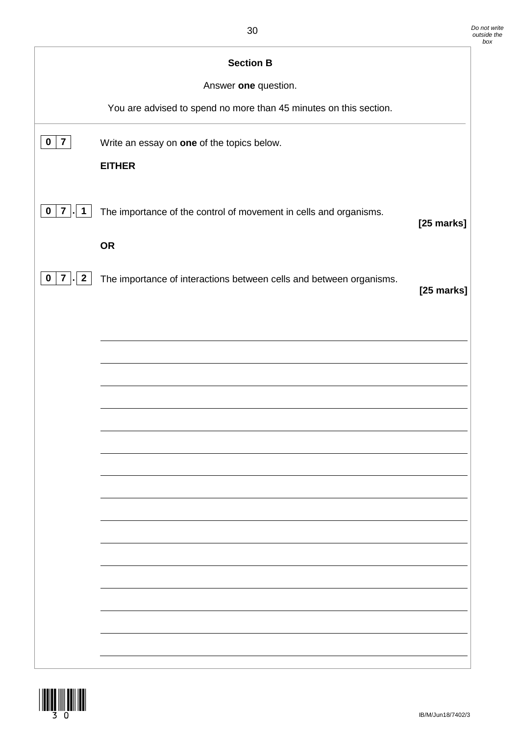## Section B

Answer **one** question.

You are advised to spend no more than 45 minutes on this section.

**0 7** Write an essay on **one** of the topics below.

**EITHER**

**0 7 . 1** The importance of the control of movement in cells and organisms. **[25 marks]**

**OR**

**0 7 . 2** The importance of interactions between cells and between organisms. **[25 marks]**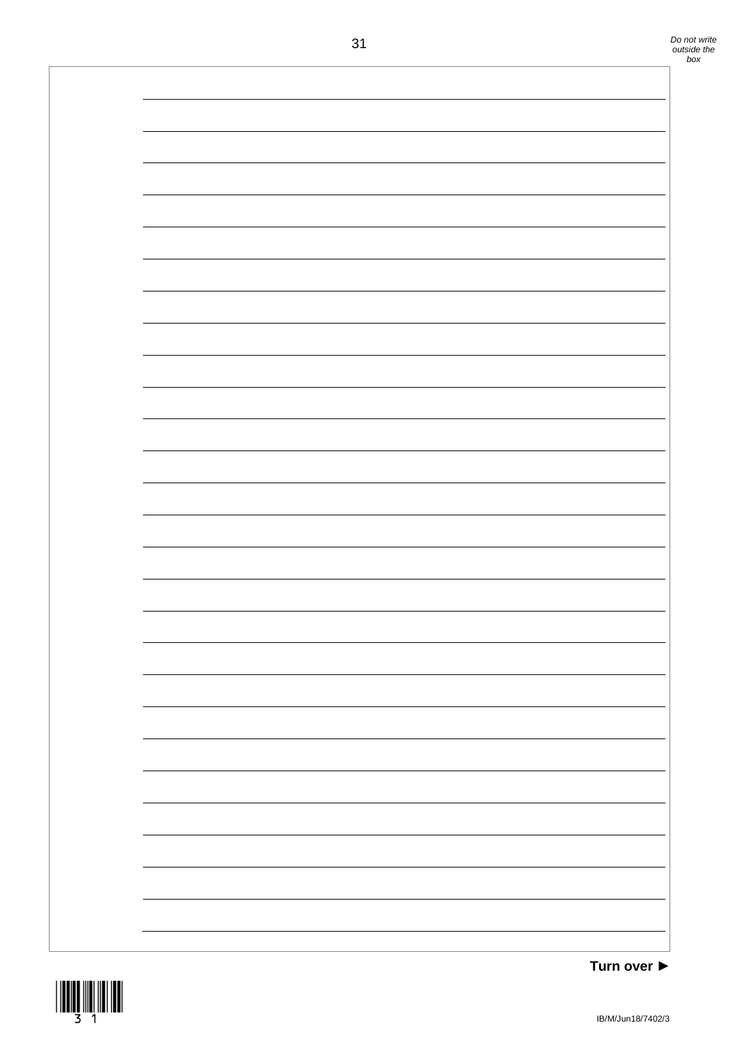Turn over ►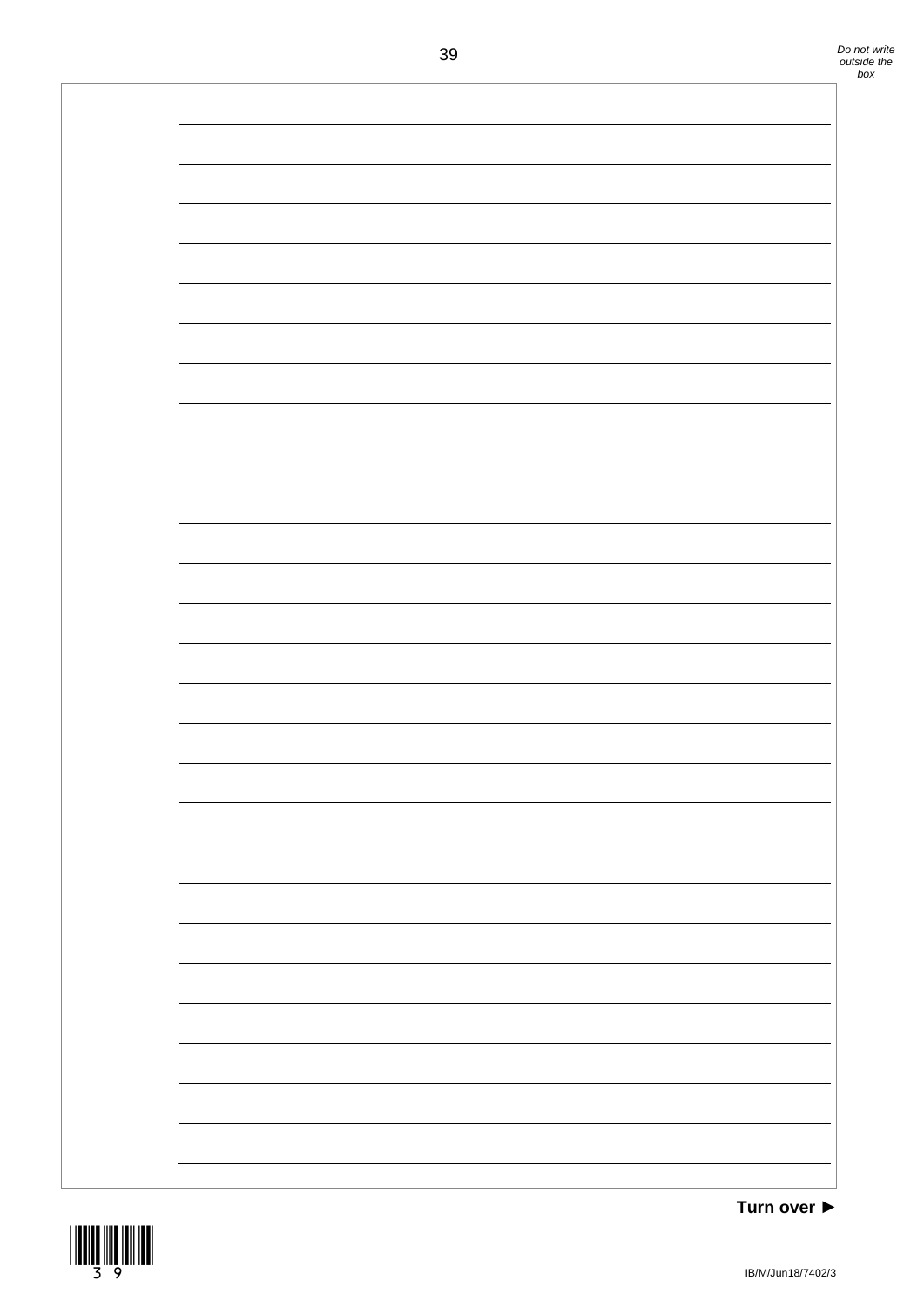Turn over ►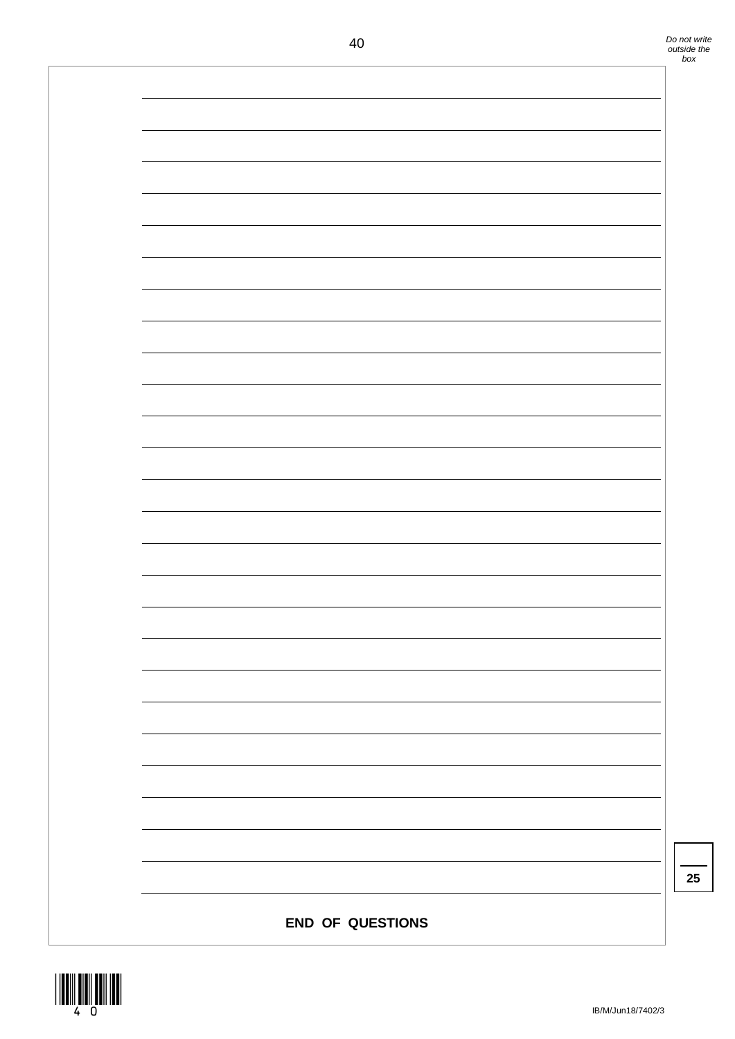**END OF QUESTIONS**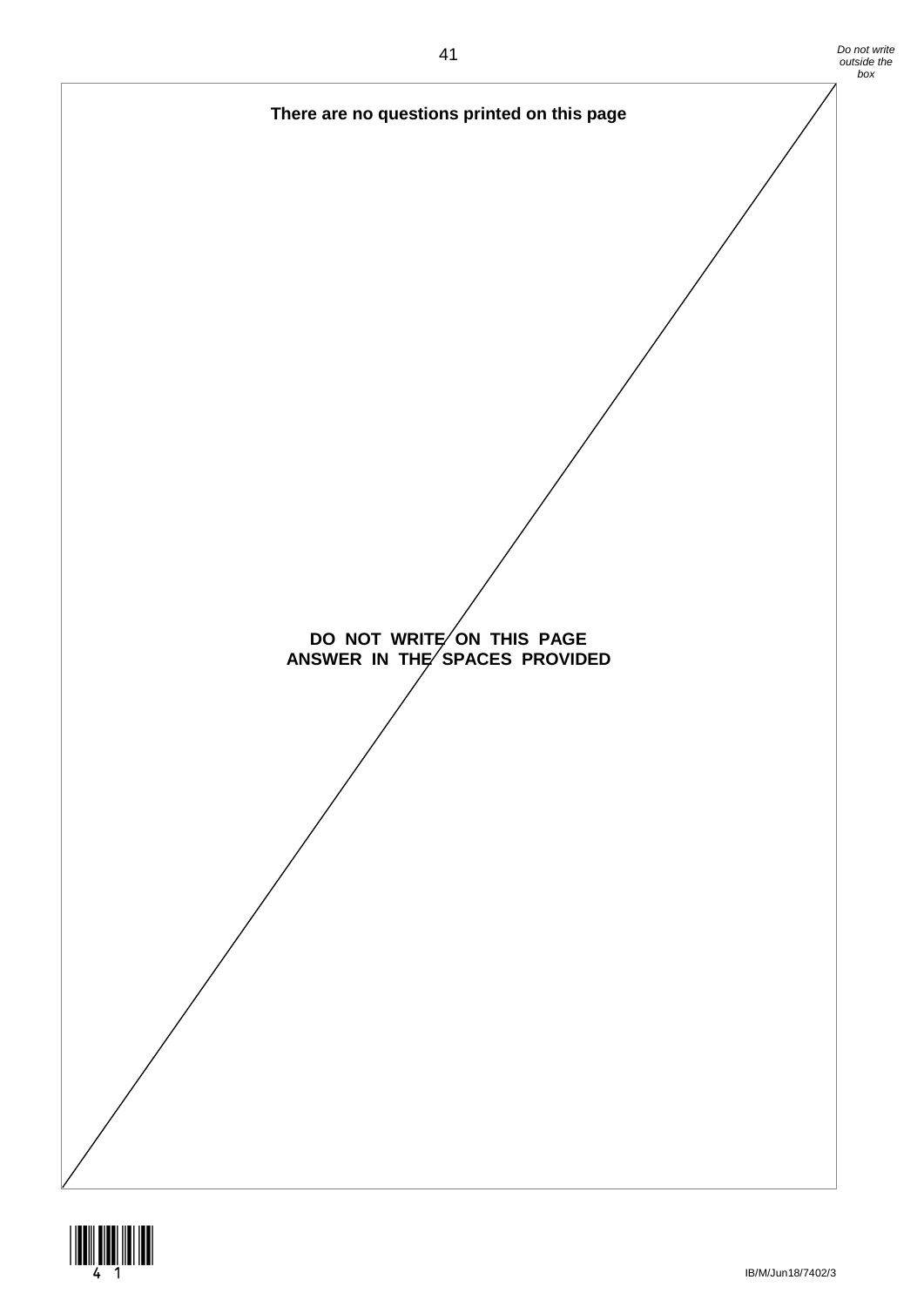**There are no questions printed on this page**

**DO NOT WRITE ON THIS PAGE**
**ANSWER IN THE SPACES PROVIDED**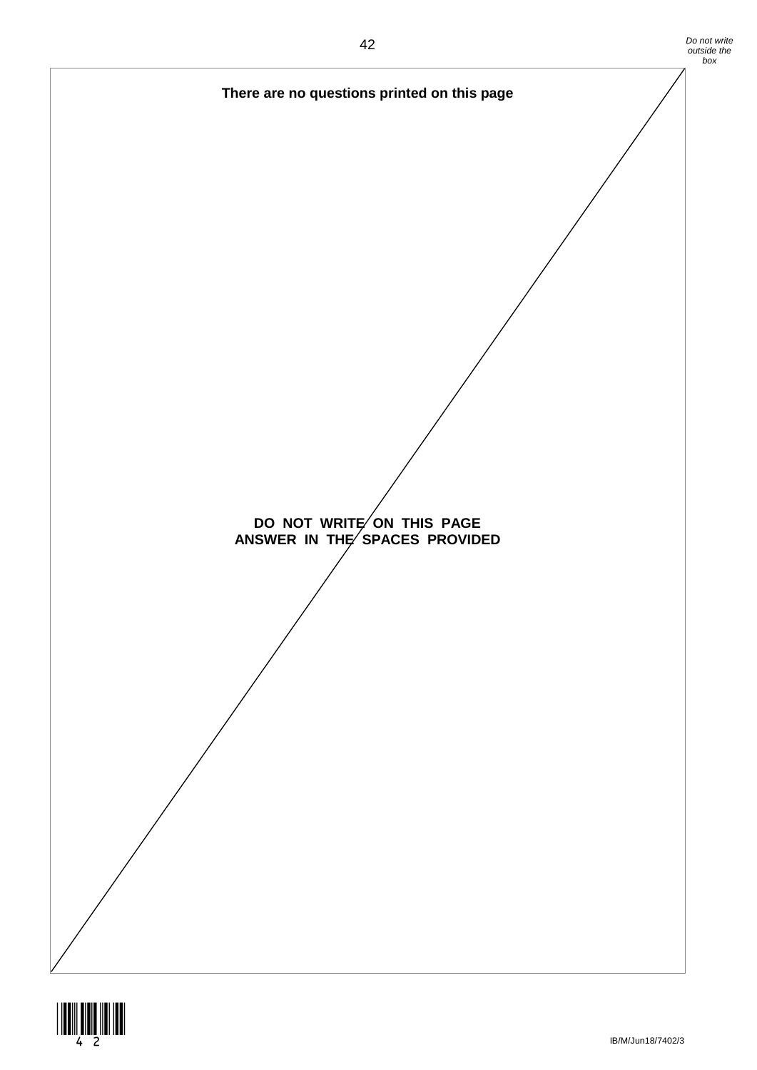**There are no questions printed on this page**

**DO NOT WRITE ON THIS PAGE**
**ANSWER IN THE SPACES PROVIDED**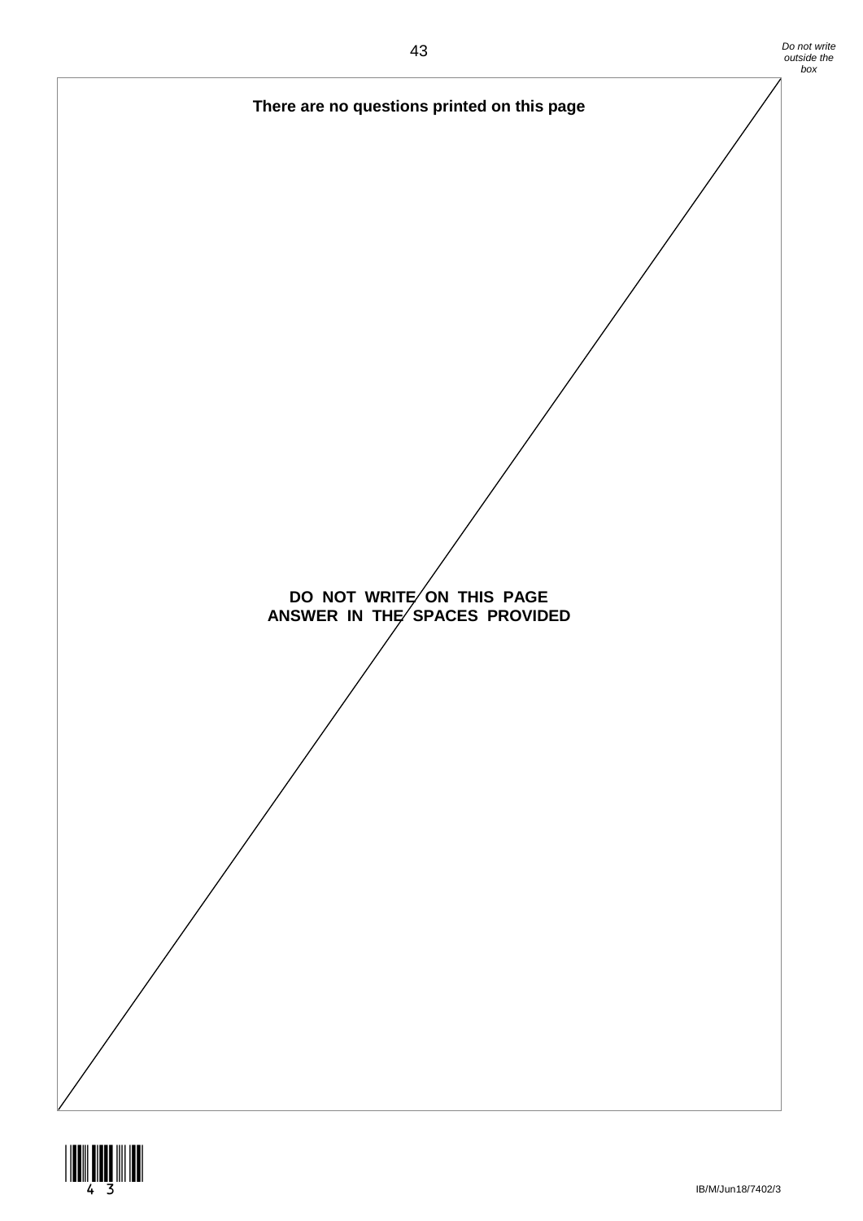**There are no questions printed on this page**

**DO NOT WRITE ON THIS PAGE**
**ANSWER IN THE SPACES PROVIDED**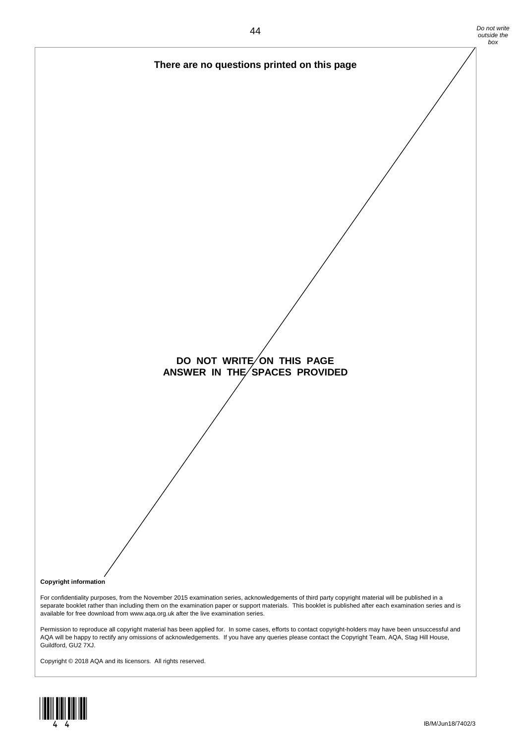**There are no questions printed on this page**

**DO NOT WRITE ON THIS PAGE**
**ANSWER IN THE SPACES PROVIDED**

**Copyright information**

For confidentiality purposes, from the November 2015 examination series, acknowledgements of third party copyright material will be published in a separate booklet rather than including them on the examination paper or support materials. This booklet is published after each examination series and is available for free download from www.aqa.org.uk after the live examination series.

Permission to reproduce all copyright material has been applied for. In some cases, efforts to contact copyright-holders may have been unsuccessful and AQA will be happy to rectify any omissions of acknowledgements. If you have any queries please contact the Copyright Team, AQA, Stag Hill House, Guildford, GU2 7XJ.

Copyright © 2018 AQA and its licensors. All rights reserved.